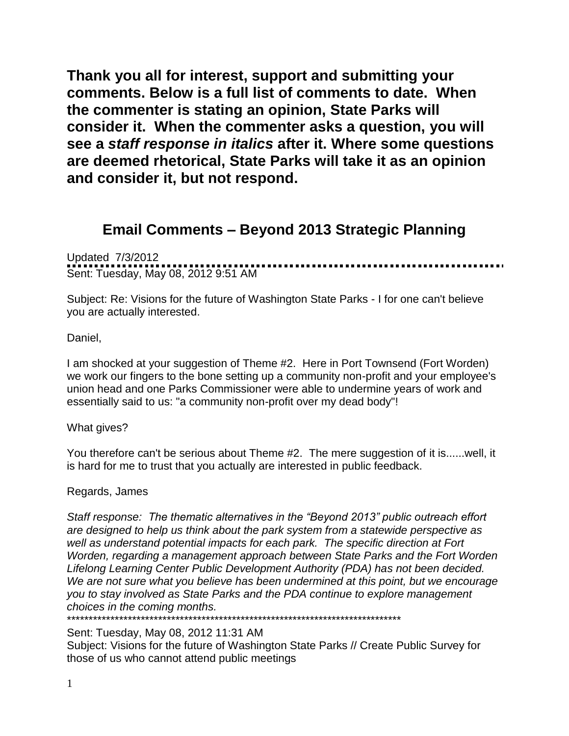**Thank you all for interest, support and submitting your comments. Below is a full list of comments to date. When the commenter is stating an opinion, State Parks will consider it. When the commenter asks a question, you will see a *staff response in italics* after it. Where some questions are deemed rhetorical, State Parks will take it as an opinion and consider it, but not respond.**

## Email Comments – Beyond 2013 Strategic Planning

Updated 7/3/2012

Sent: Tuesday, May 08, 2012 9:51 AM

Subject: Re: Visions for the future of Washington State Parks - I for one can't believe you are actually interested.

Daniel,

I am shocked at your suggestion of Theme #2. Here in Port Townsend (Fort Worden) we work our fingers to the bone setting up a community non-profit and your employee's union head and one Parks Commissioner were able to undermine years of work and essentially said to us: "a community non-profit over my dead body"!

What gives?

You therefore can't be serious about Theme #2. The mere suggestion of it is......well, it is hard for me to trust that you actually are interested in public feedback.

Regards, James

*Staff response: The thematic alternatives in the "Beyond 2013" public outreach effort are designed to help us think about the park system from a statewide perspective as well as understand potential impacts for each park. The specific direction at Fort Worden, regarding a management approach between State Parks and the Fort Worden Lifelong Learning Center Public Development Authority (PDA) has not been decided. We are not sure what you believe has been undermined at this point, but we encourage you to stay involved as State Parks and the PDA continue to explore management choices in the coming months.*

*******************************************************************************

Sent: Tuesday, May 08, 2012 11:31 AM

Subject: Visions for the future of Washington State Parks // Create Public Survey for those of us who cannot attend public meetings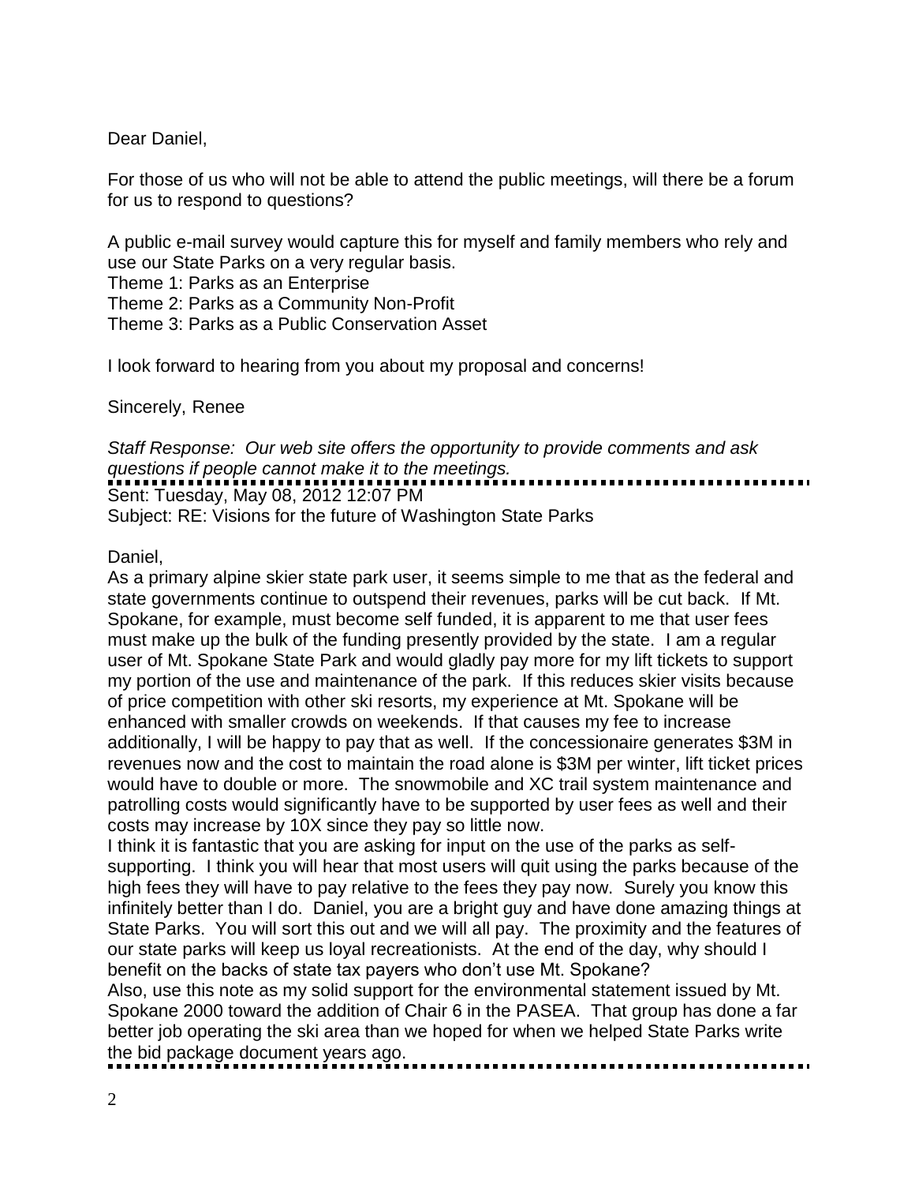Dear Daniel,

For those of us who will not be able to attend the public meetings, will there be a forum for us to respond to questions?

A public e-mail survey would capture this for myself and family members who rely and use our State Parks on a very regular basis.
Theme 1: Parks as an Enterprise
Theme 2: Parks as a Community Non-Profit
Theme 3: Parks as a Public Conservation Asset

I look forward to hearing from you about my proposal and concerns!

Sincerely, Renee

*Staff Response: Our web site offers the opportunity to provide comments and ask questions if people cannot make it to the meetings.*

---

Sent: Tuesday, May 08, 2012 12:07 PM
Subject: RE: Visions for the future of Washington State Parks

Daniel,
As a primary alpine skier state park user, it seems simple to me that as the federal and state governments continue to outspend their revenues, parks will be cut back. If Mt. Spokane, for example, must become self funded, it is apparent to me that user fees must make up the bulk of the funding presently provided by the state. I am a regular user of Mt. Spokane State Park and would gladly pay more for my lift tickets to support my portion of the use and maintenance of the park. If this reduces skier visits because of price competition with other ski resorts, my experience at Mt. Spokane will be enhanced with smaller crowds on weekends. If that causes my fee to increase additionally, I will be happy to pay that as well. If the concessionaire generates $3M in revenues now and the cost to maintain the road alone is $3M per winter, lift ticket prices would have to double or more. The snowmobile and XC trail system maintenance and patrolling costs would significantly have to be supported by user fees as well and their costs may increase by 10X since they pay so little now.
I think it is fantastic that you are asking for input on the use of the parks as self-supporting. I think you will hear that most users will quit using the parks because of the high fees they will have to pay relative to the fees they pay now. Surely you know this infinitely better than I do. Daniel, you are a bright guy and have done amazing things at State Parks. You will sort this out and we will all pay. The proximity and the features of our state parks will keep us loyal recreationists. At the end of the day, why should I benefit on the backs of state tax payers who don't use Mt. Spokane?
Also, use this note as my solid support for the environmental statement issued by Mt. Spokane 2000 toward the addition of Chair 6 in the PASEA. That group has done a far better job operating the ski area than we hoped for when we helped State Parks write the bid package document years ago.

---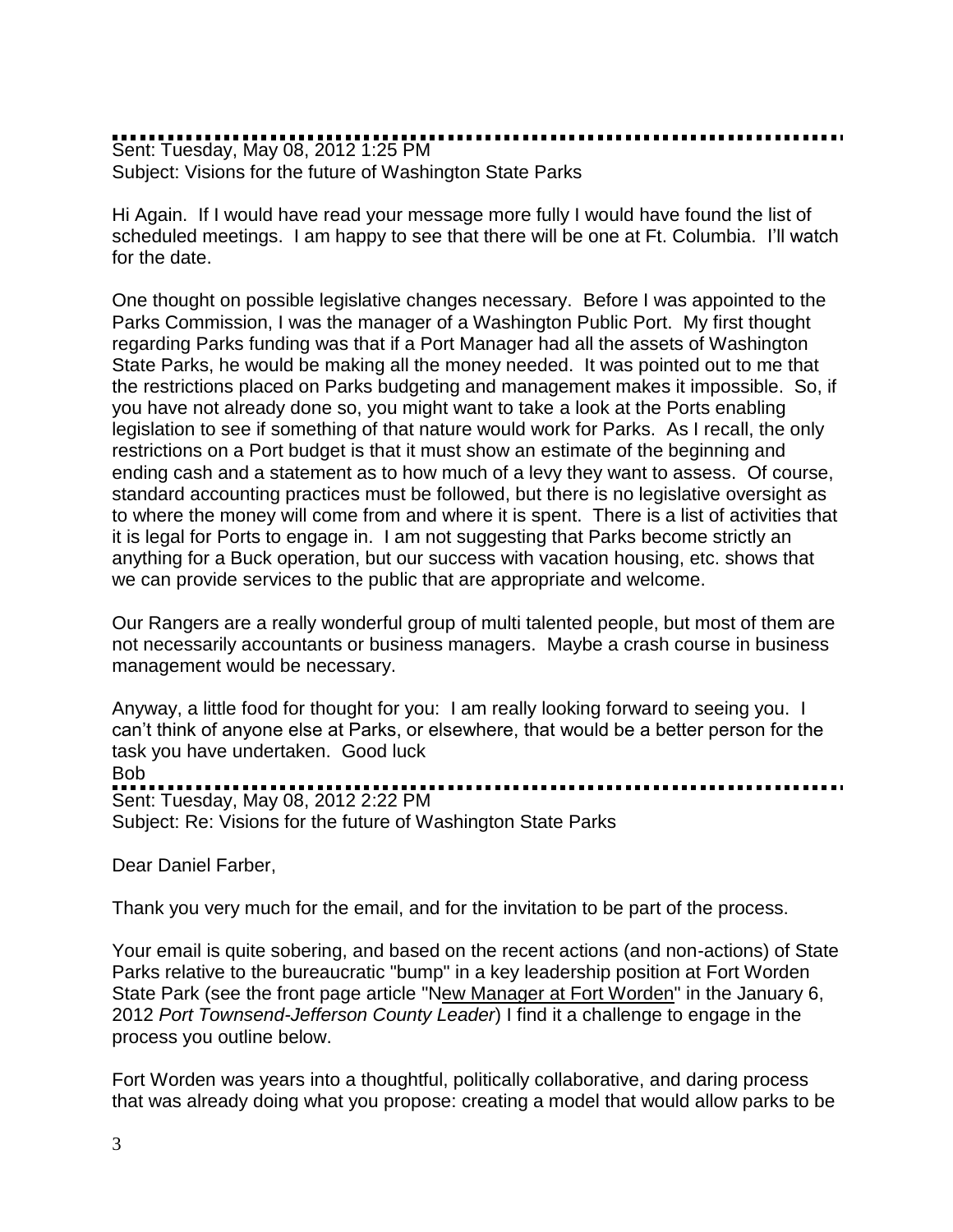Sent: Tuesday, May 08, 2012 1:25 PM
Subject: Visions for the future of Washington State Parks

Hi Again. If I would have read your message more fully I would have found the list of scheduled meetings. I am happy to see that there will be one at Ft. Columbia. I'll watch for the date.

One thought on possible legislative changes necessary. Before I was appointed to the Parks Commission, I was the manager of a Washington Public Port. My first thought regarding Parks funding was that if a Port Manager had all the assets of Washington State Parks, he would be making all the money needed. It was pointed out to me that the restrictions placed on Parks budgeting and management makes it impossible. So, if you have not already done so, you might want to take a look at the Ports enabling legislation to see if something of that nature would work for Parks. As I recall, the only restrictions on a Port budget is that it must show an estimate of the beginning and ending cash and a statement as to how much of a levy they want to assess. Of course, standard accounting practices must be followed, but there is no legislative oversight as to where the money will come from and where it is spent. There is a list of activities that it is legal for Ports to engage in. I am not suggesting that Parks become strictly an anything for a Buck operation, but our success with vacation housing, etc. shows that we can provide services to the public that are appropriate and welcome.

Our Rangers are a really wonderful group of multi talented people, but most of them are not necessarily accountants or business managers. Maybe a crash course in business management would be necessary.

Anyway, a little food for thought for you: I am really looking forward to seeing you. I can't think of anyone else at Parks, or elsewhere, that would be a better person for the task you have undertaken. Good luck
Bob

---

Sent: Tuesday, May 08, 2012 2:22 PM
Subject: Re: Visions for the future of Washington State Parks

Dear Daniel Farber,

Thank you very much for the email, and for the invitation to be part of the process.

Your email is quite sobering, and based on the recent actions (and non-actions) of State Parks relative to the bureaucratic "bump" in a key leadership position at Fort Worden State Park (see the front page article "New Manager at Fort Worden" in the January 6, 2012 *Port Townsend-Jefferson County Leader*) I find it a challenge to engage in the process you outline below.

Fort Worden was years into a thoughtful, politically collaborative, and daring process that was already doing what you propose: creating a model that would allow parks to be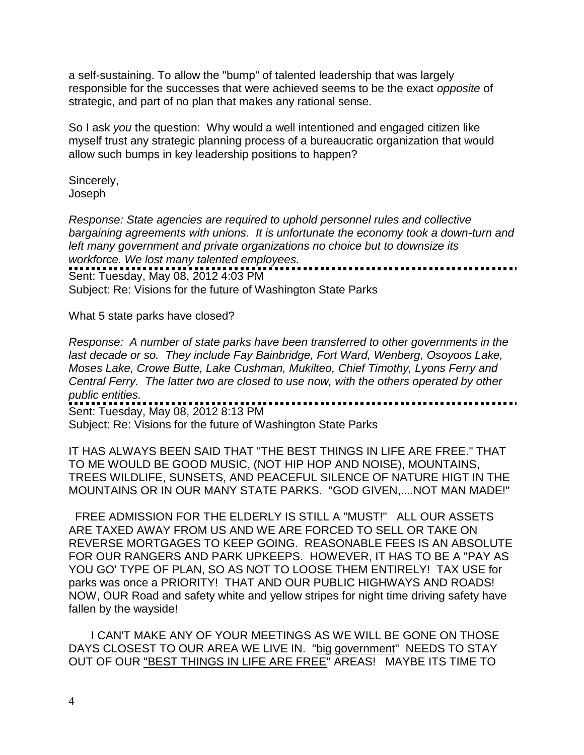a self-sustaining. To allow the "bump" of talented leadership that was largely responsible for the successes that were achieved seems to be the exact *opposite* of strategic, and part of no plan that makes any rational sense.

So I ask *you* the question: Why would a well intentioned and engaged citizen like myself trust any strategic planning process of a bureaucratic organization that would allow such bumps in key leadership positions to happen?

Sincerely,
Joseph

*Response: State agencies are required to uphold personnel rules and collective bargaining agreements with unions. It is unfortunate the economy took a down-turn and left many government and private organizations no choice but to downsize its workforce. We lost many talented employees.*

---

Sent: Tuesday, May 08, 2012 4:03 PM
Subject: Re: Visions for the future of Washington State Parks

What 5 state parks have closed?

*Response: A number of state parks have been transferred to other governments in the last decade or so. They include Fay Bainbridge, Fort Ward, Wenberg, Osoyoos Lake, Moses Lake, Crowe Butte, Lake Cushman, Mukilteo, Chief Timothy, Lyons Ferry and Central Ferry. The latter two are closed to use now, with the others operated by other public entities.*

---

Sent: Tuesday, May 08, 2012 8:13 PM
Subject: Re: Visions for the future of Washington State Parks

IT HAS ALWAYS BEEN SAID THAT "THE BEST THINGS IN LIFE ARE FREE." THAT TO ME WOULD BE GOOD MUSIC, (NOT HIP HOP AND NOISE), MOUNTAINS, TREES WILDLIFE, SUNSETS, AND PEACEFUL SILENCE OF NATURE HIGT IN THE MOUNTAINS OR IN OUR MANY STATE PARKS. "GOD GIVEN,....NOT MAN MADE!"

FREE ADMISSION FOR THE ELDERLY IS STILL A "MUST!" ALL OUR ASSETS ARE TAXED AWAY FROM US AND WE ARE FORCED TO SELL OR TAKE ON REVERSE MORTGAGES TO KEEP GOING. REASONABLE FEES IS AN ABSOLUTE FOR OUR RANGERS AND PARK UPKEEPS. HOWEVER, IT HAS TO BE A "PAY AS YOU GO' TYPE OF PLAN, SO AS NOT TO LOOSE THEM ENTIRELY! TAX USE for parks was once a PRIORITY! THAT AND OUR PUBLIC HIGHWAYS AND ROADS! NOW, OUR Road and safety white and yellow stripes for night time driving safety have fallen by the wayside!

I CAN'T MAKE ANY OF YOUR MEETINGS AS WE WILL BE GONE ON THOSE DAYS CLOSEST TO OUR AREA WE LIVE IN. "big government" NEEDS TO STAY OUT OF OUR "BEST THINGS IN LIFE ARE FREE" AREAS! MAYBE ITS TIME TO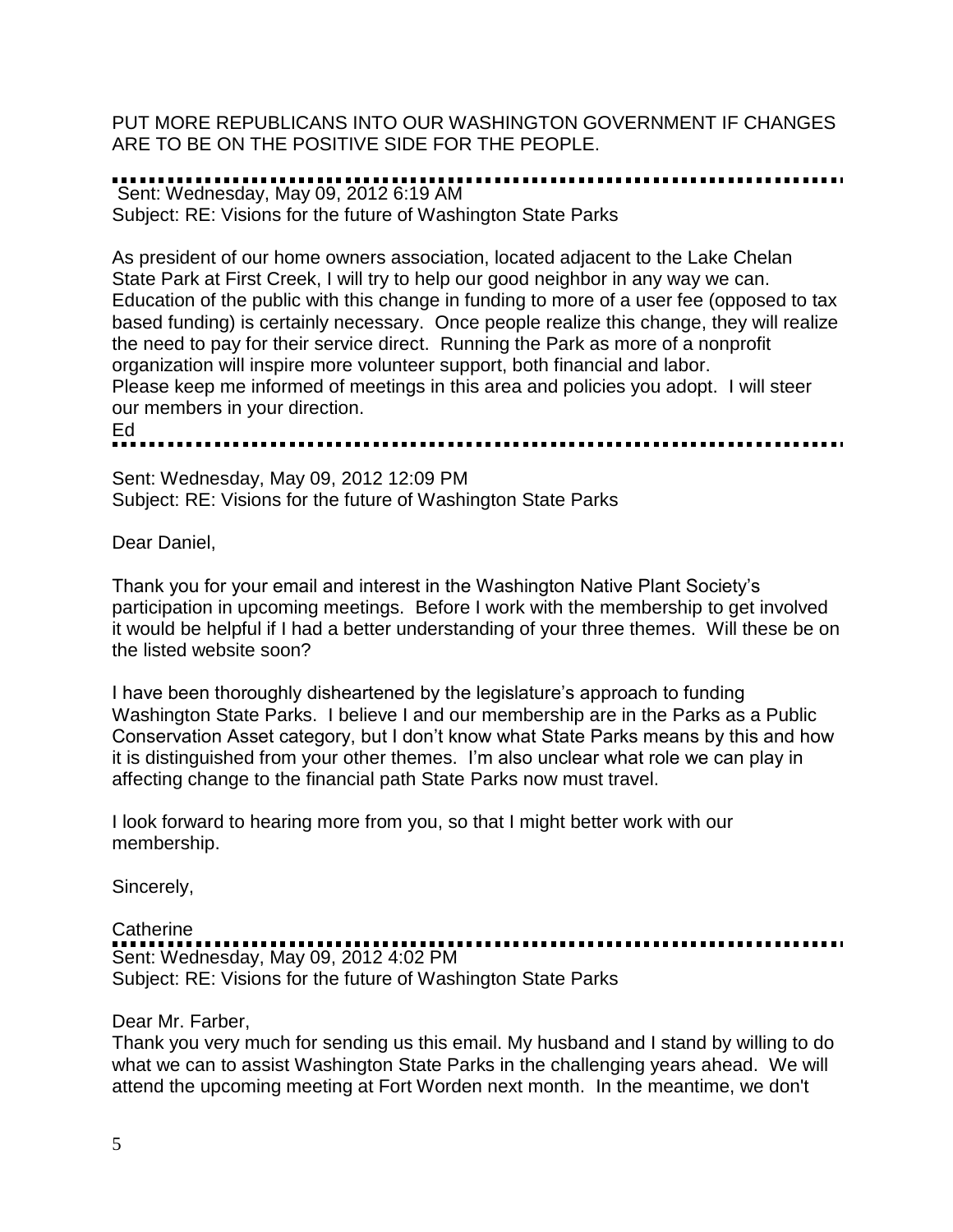PUT MORE REPUBLICANS INTO OUR WASHINGTON GOVERNMENT IF CHANGES ARE TO BE ON THE POSITIVE SIDE FOR THE PEOPLE.

---

Sent: Wednesday, May 09, 2012 6:19 AM
Subject: RE: Visions for the future of Washington State Parks

As president of our home owners association, located adjacent to the Lake Chelan State Park at First Creek, I will try to help our good neighbor in any way we can. Education of the public with this change in funding to more of a user fee (opposed to tax based funding) is certainly necessary. Once people realize this change, they will realize the need to pay for their service direct. Running the Park as more of a nonprofit organization will inspire more volunteer support, both financial and labor.
Please keep me informed of meetings in this area and policies you adopt. I will steer our members in your direction.
Ed

---

Sent: Wednesday, May 09, 2012 12:09 PM
Subject: RE: Visions for the future of Washington State Parks

Dear Daniel,

Thank you for your email and interest in the Washington Native Plant Society's participation in upcoming meetings. Before I work with the membership to get involved it would be helpful if I had a better understanding of your three themes. Will these be on the listed website soon?

I have been thoroughly disheartened by the legislature's approach to funding Washington State Parks. I believe I and our membership are in the Parks as a Public Conservation Asset category, but I don't know what State Parks means by this and how it is distinguished from your other themes. I'm also unclear what role we can play in affecting change to the financial path State Parks now must travel.

I look forward to hearing more from you, so that I might better work with our membership.

Sincerely,

Catherine

---

Sent: Wednesday, May 09, 2012 4:02 PM
Subject: RE: Visions for the future of Washington State Parks

Dear Mr. Farber,
Thank you very much for sending us this email. My husband and I stand by willing to do what we can to assist Washington State Parks in the challenging years ahead. We will attend the upcoming meeting at Fort Worden next month. In the meantime, we don't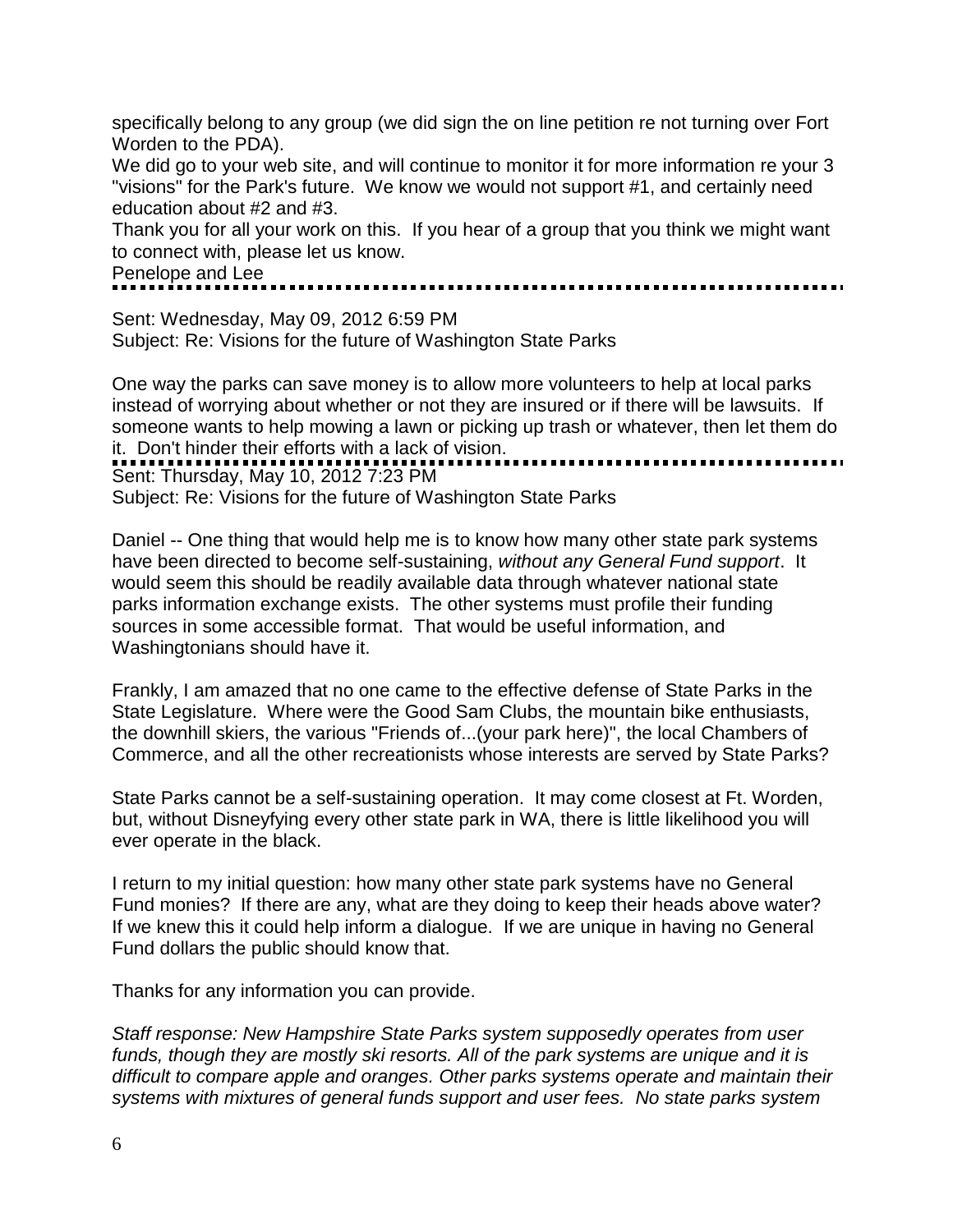specifically belong to any group (we did sign the on line petition re not turning over Fort Worden to the PDA).
We did go to your web site, and will continue to monitor it for more information re your 3 "visions" for the Park's future. We know we would not support #1, and certainly need education about #2 and #3.
Thank you for all your work on this. If you hear of a group that you think we might want to connect with, please let us know.
Penelope and Lee

---

Sent: Wednesday, May 09, 2012 6:59 PM
Subject: Re: Visions for the future of Washington State Parks

One way the parks can save money is to allow more volunteers to help at local parks instead of worrying about whether or not they are insured or if there will be lawsuits. If someone wants to help mowing a lawn or picking up trash or whatever, then let them do it. Don't hinder their efforts with a lack of vision.

---

Sent: Thursday, May 10, 2012 7:23 PM
Subject: Re: Visions for the future of Washington State Parks

Daniel -- One thing that would help me is to know how many other state park systems have been directed to become self-sustaining, *without any General Fund support*. It would seem this should be readily available data through whatever national state parks information exchange exists. The other systems must profile their funding sources in some accessible format. That would be useful information, and Washingtonians should have it.

Frankly, I am amazed that no one came to the effective defense of State Parks in the State Legislature. Where were the Good Sam Clubs, the mountain bike enthusiasts, the downhill skiers, the various "Friends of...(your park here)", the local Chambers of Commerce, and all the other recreationists whose interests are served by State Parks?

State Parks cannot be a self-sustaining operation. It may come closest at Ft. Worden, but, without Disneyfying every other state park in WA, there is little likelihood you will ever operate in the black.

I return to my initial question: how many other state park systems have no General Fund monies? If there are any, what are they doing to keep their heads above water? If we knew this it could help inform a dialogue. If we are unique in having no General Fund dollars the public should know that.

Thanks for any information you can provide.

*Staff response: New Hampshire State Parks system supposedly operates from user funds, though they are mostly ski resorts. All of the park systems are unique and it is difficult to compare apple and oranges. Other parks systems operate and maintain their systems with mixtures of general funds support and user fees. No state parks system*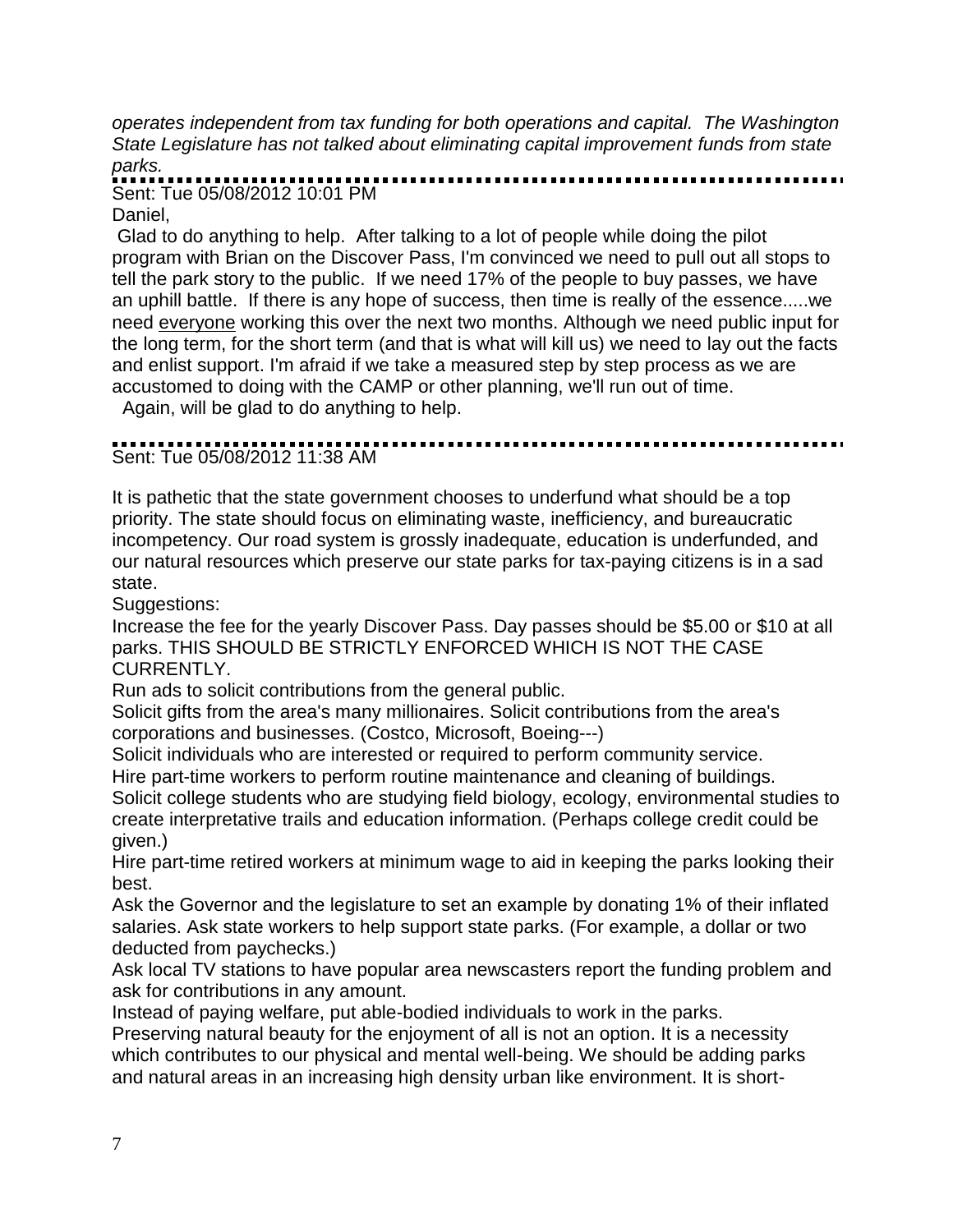*operates independent from tax funding for both operations and capital. The Washington State Legislature has not talked about eliminating capital improvement funds from state parks.*

---

Sent: Tue 05/08/2012 10:01 PM

Daniel,

Glad to do anything to help. After talking to a lot of people while doing the pilot program with Brian on the Discover Pass, I'm convinced we need to pull out all stops to tell the park story to the public. If we need 17% of the people to buy passes, we have an uphill battle. If there is any hope of success, then time is really of the essence.....we need <u>everyone</u> working this over the next two months. Although we need public input for the long term, for the short term (and that is what will kill us) we need to lay out the facts and enlist support. I'm afraid if we take a measured step by step process as we are accustomed to doing with the CAMP or other planning, we'll run out of time.

Again, will be glad to do anything to help.

---

Sent: Tue 05/08/2012 11:38 AM

It is pathetic that the state government chooses to underfund what should be a top priority. The state should focus on eliminating waste, inefficiency, and bureaucratic incompetency. Our road system is grossly inadequate, education is underfunded, and our natural resources which preserve our state parks for tax-paying citizens is in a sad state.

Suggestions:

Increase the fee for the yearly Discover Pass. Day passes should be $5.00 or $10 at all parks. THIS SHOULD BE STRICTLY ENFORCED WHICH IS NOT THE CASE CURRENTLY.

Run ads to solicit contributions from the general public.

Solicit gifts from the area's many millionaires. Solicit contributions from the area's corporations and businesses. (Costco, Microsoft, Boeing---)

Solicit individuals who are interested or required to perform community service.

Hire part-time workers to perform routine maintenance and cleaning of buildings.

Solicit college students who are studying field biology, ecology, environmental studies to create interpretative trails and education information. (Perhaps college credit could be given.)

Hire part-time retired workers at minimum wage to aid in keeping the parks looking their best.

Ask the Governor and the legislature to set an example by donating 1% of their inflated salaries. Ask state workers to help support state parks. (For example, a dollar or two deducted from paychecks.)

Ask local TV stations to have popular area newscasters report the funding problem and ask for contributions in any amount.

Instead of paying welfare, put able-bodied individuals to work in the parks.

Preserving natural beauty for the enjoyment of all is not an option. It is a necessity which contributes to our physical and mental well-being. We should be adding parks and natural areas in an increasing high density urban like environment. It is short-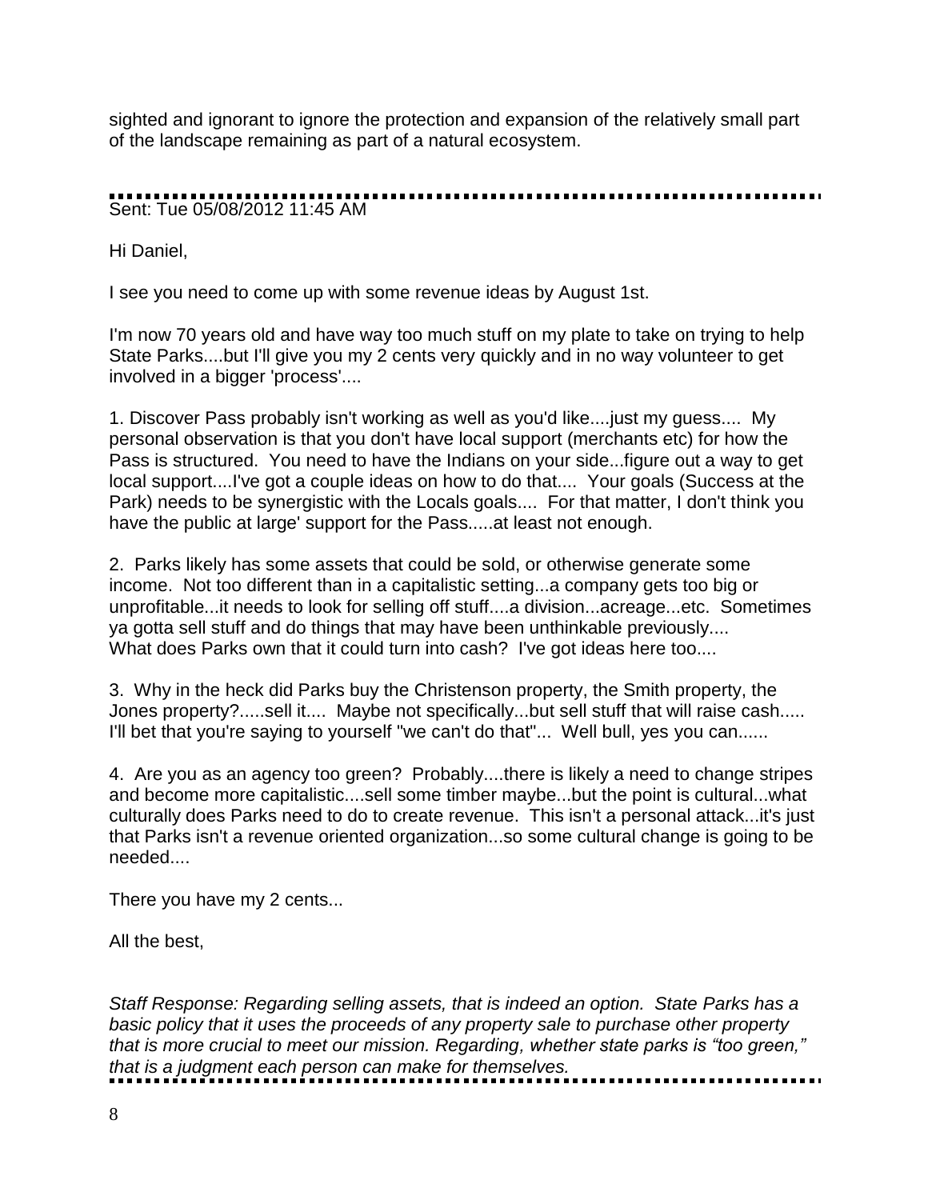sighted and ignorant to ignore the protection and expansion of the relatively small part of the landscape remaining as part of a natural ecosystem.

---

Sent: Tue 05/08/2012 11:45 AM

Hi Daniel,

I see you need to come up with some revenue ideas by August 1st.

I'm now 70 years old and have way too much stuff on my plate to take on trying to help State Parks....but I'll give you my 2 cents very quickly and in no way volunteer to get involved in a bigger 'process'....

1. Discover Pass probably isn't working as well as you'd like....just my guess.... My personal observation is that you don't have local support (merchants etc) for how the Pass is structured. You need to have the Indians on your side...figure out a way to get local support....I've got a couple ideas on how to do that.... Your goals (Success at the Park) needs to be synergistic with the Locals goals.... For that matter, I don't think you have the public at large' support for the Pass.....at least not enough.

2. Parks likely has some assets that could be sold, or otherwise generate some income. Not too different than in a capitalistic setting...a company gets too big or unprofitable...it needs to look for selling off stuff....a division...acreage...etc. Sometimes ya gotta sell stuff and do things that may have been unthinkable previously.... What does Parks own that it could turn into cash? I've got ideas here too....

3. Why in the heck did Parks buy the Christenson property, the Smith property, the Jones property?.....sell it.... Maybe not specifically...but sell stuff that will raise cash..... I'll bet that you're saying to yourself "we can't do that"... Well bull, yes you can......

4. Are you as an agency too green? Probably....there is likely a need to change stripes and become more capitalistic....sell some timber maybe...but the point is cultural...what culturally does Parks need to do to create revenue. This isn't a personal attack...it's just that Parks isn't a revenue oriented organization...so some cultural change is going to be needed....

There you have my 2 cents...

All the best,

*Staff Response: Regarding selling assets, that is indeed an option. State Parks has a basic policy that it uses the proceeds of any property sale to purchase other property that is more crucial to meet our mission. Regarding, whether state parks is "too green," that is a judgment each person can make for themselves.*

---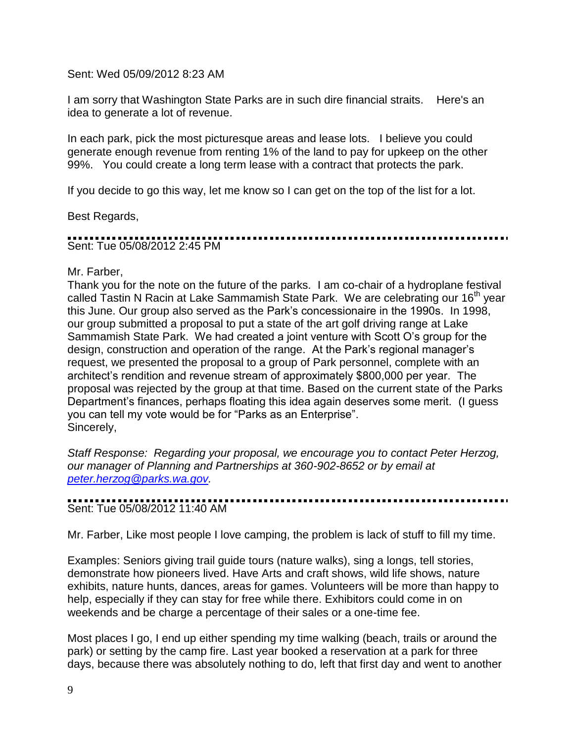Sent: Wed 05/09/2012 8:23 AM

I am sorry that Washington State Parks are in such dire financial straits. Here's an idea to generate a lot of revenue.

In each park, pick the most picturesque areas and lease lots. I believe you could generate enough revenue from renting 1% of the land to pay for upkeep on the other 99%. You could create a long term lease with a contract that protects the park.

If you decide to go this way, let me know so I can get on the top of the list for a lot.

Best Regards,

---

Sent: Tue 05/08/2012 2:45 PM

Mr. Farber,

Thank you for the note on the future of the parks. I am co-chair of a hydroplane festival called Tastin N Racin at Lake Sammamish State Park. We are celebrating our 16th year this June. Our group also served as the Park's concessionaire in the 1990s. In 1998, our group submitted a proposal to put a state of the art golf driving range at Lake Sammamish State Park. We had created a joint venture with Scott O's group for the design, construction and operation of the range. At the Park's regional manager's request, we presented the proposal to a group of Park personnel, complete with an architect's rendition and revenue stream of approximately $800,000 per year. The proposal was rejected by the group at that time. Based on the current state of the Parks Department's finances, perhaps floating this idea again deserves some merit. (I guess you can tell my vote would be for "Parks as an Enterprise".

Sincerely,

*Staff Response: Regarding your proposal, we encourage you to contact Peter Herzog, our manager of Planning and Partnerships at 360-902-8652 or by email at [peter.herzog@parks.wa.gov](mailto:peter.herzog@parks.wa.gov).*

---

Sent: Tue 05/08/2012 11:40 AM

Mr. Farber, Like most people I love camping, the problem is lack of stuff to fill my time.

Examples: Seniors giving trail guide tours (nature walks), sing a longs, tell stories, demonstrate how pioneers lived. Have Arts and craft shows, wild life shows, nature exhibits, nature hunts, dances, areas for games. Volunteers will be more than happy to help, especially if they can stay for free while there. Exhibitors could come in on weekends and be charge a percentage of their sales or a one-time fee.

Most places I go, I end up either spending my time walking (beach, trails or around the park) or setting by the camp fire. Last year booked a reservation at a park for three days, because there was absolutely nothing to do, left that first day and went to another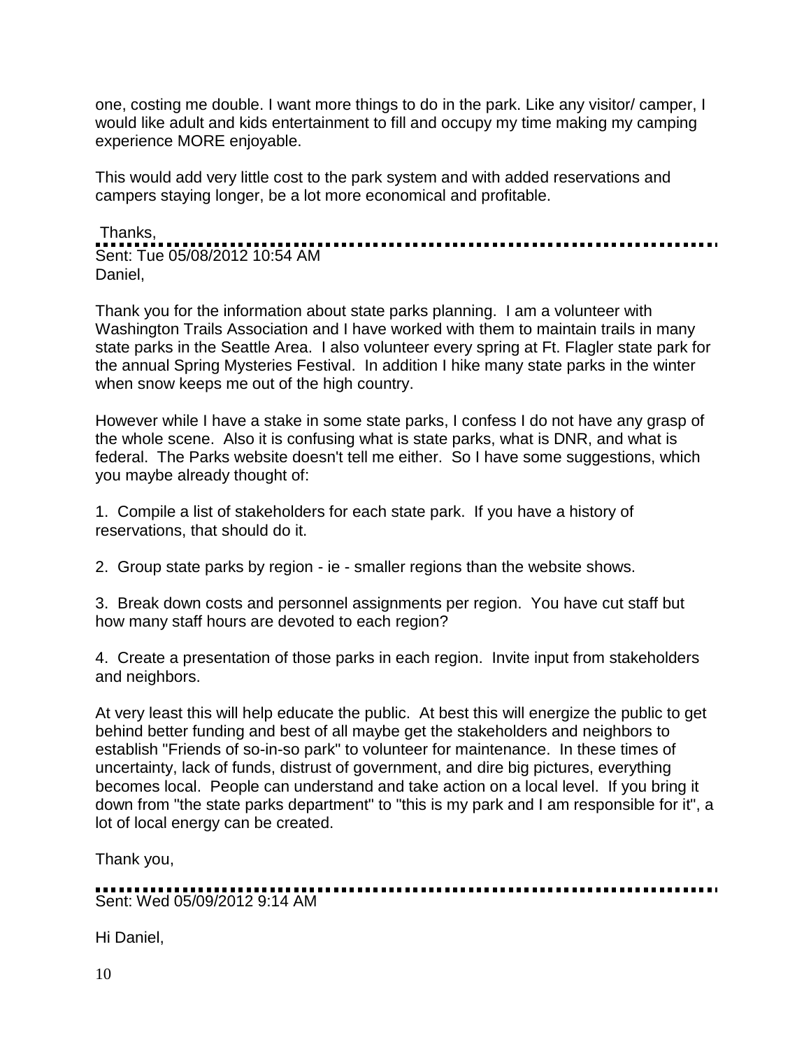one, costing me double. I want more things to do in the park. Like any visitor/ camper, I would like adult and kids entertainment to fill and occupy my time making my camping experience MORE enjoyable.

This would add very little cost to the park system and with added reservations and campers staying longer, be a lot more economical and profitable.

Thanks,

---

Sent: Tue 05/08/2012 10:54 AM
Daniel,

Thank you for the information about state parks planning. I am a volunteer with Washington Trails Association and I have worked with them to maintain trails in many state parks in the Seattle Area. I also volunteer every spring at Ft. Flagler state park for the annual Spring Mysteries Festival. In addition I hike many state parks in the winter when snow keeps me out of the high country.

However while I have a stake in some state parks, I confess I do not have any grasp of the whole scene. Also it is confusing what is state parks, what is DNR, and what is federal. The Parks website doesn't tell me either. So I have some suggestions, which you maybe already thought of:

1. Compile a list of stakeholders for each state park. If you have a history of reservations, that should do it.

2. Group state parks by region - ie - smaller regions than the website shows.

3. Break down costs and personnel assignments per region. You have cut staff but how many staff hours are devoted to each region?

4. Create a presentation of those parks in each region. Invite input from stakeholders and neighbors.

At very least this will help educate the public. At best this will energize the public to get behind better funding and best of all maybe get the stakeholders and neighbors to establish "Friends of so-in-so park" to volunteer for maintenance. In these times of uncertainty, lack of funds, distrust of government, and dire big pictures, everything becomes local. People can understand and take action on a local level. If you bring it down from "the state parks department" to "this is my park and I am responsible for it", a lot of local energy can be created.

Thank you,

---

Sent: Wed 05/09/2012 9:14 AM

Hi Daniel,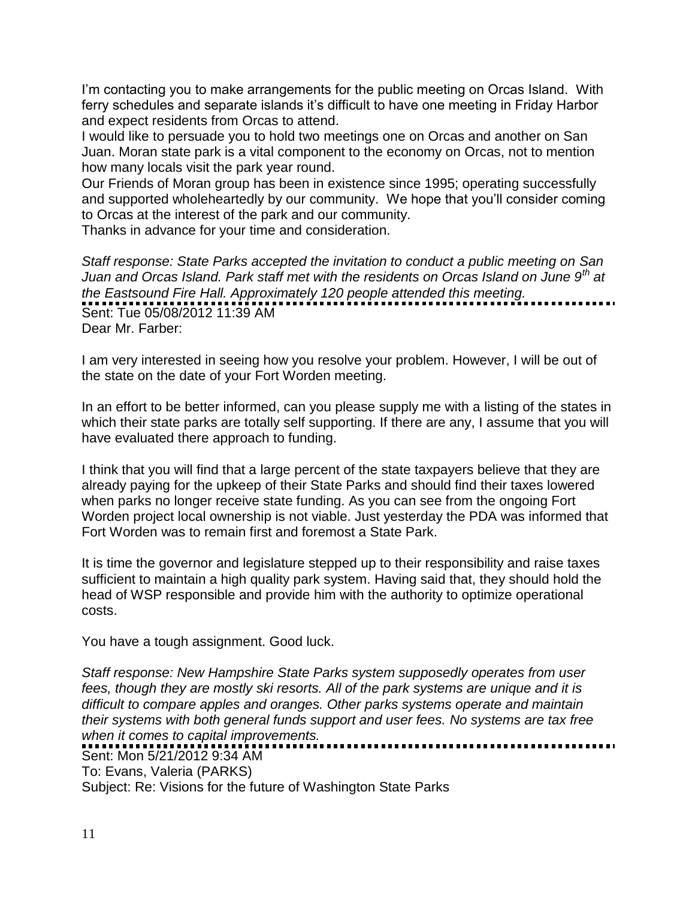I'm contacting you to make arrangements for the public meeting on Orcas Island. With ferry schedules and separate islands it's difficult to have one meeting in Friday Harbor and expect residents from Orcas to attend.

I would like to persuade you to hold two meetings one on Orcas and another on San Juan. Moran state park is a vital component to the economy on Orcas, not to mention how many locals visit the park year round.

Our Friends of Moran group has been in existence since 1995; operating successfully and supported wholeheartedly by our community. We hope that you'll consider coming to Orcas at the interest of the park and our community.

Thanks in advance for your time and consideration.

*Staff response: State Parks accepted the invitation to conduct a public meeting on San Juan and Orcas Island. Park staff met with the residents on Orcas Island on June 9th at the Eastsound Fire Hall. Approximately 120 people attended this meeting.*

---

Sent: Tue 05/08/2012 11:39 AM
Dear Mr. Farber:

I am very interested in seeing how you resolve your problem. However, I will be out of the state on the date of your Fort Worden meeting.

In an effort to be better informed, can you please supply me with a listing of the states in which their state parks are totally self supporting. If there are any, I assume that you will have evaluated there approach to funding.

I think that you will find that a large percent of the state taxpayers believe that they are already paying for the upkeep of their State Parks and should find their taxes lowered when parks no longer receive state funding. As you can see from the ongoing Fort Worden project local ownership is not viable. Just yesterday the PDA was informed that Fort Worden was to remain first and foremost a State Park.

It is time the governor and legislature stepped up to their responsibility and raise taxes sufficient to maintain a high quality park system. Having said that, they should hold the head of WSP responsible and provide him with the authority to optimize operational costs.

You have a tough assignment. Good luck.

*Staff response: New Hampshire State Parks system supposedly operates from user fees, though they are mostly ski resorts. All of the park systems are unique and it is difficult to compare apples and oranges. Other parks systems operate and maintain their systems with both general funds support and user fees. No systems are tax free when it comes to capital improvements.*

---

Sent: Mon 5/21/2012 9:34 AM
To: Evans, Valeria (PARKS)
Subject: Re: Visions for the future of Washington State Parks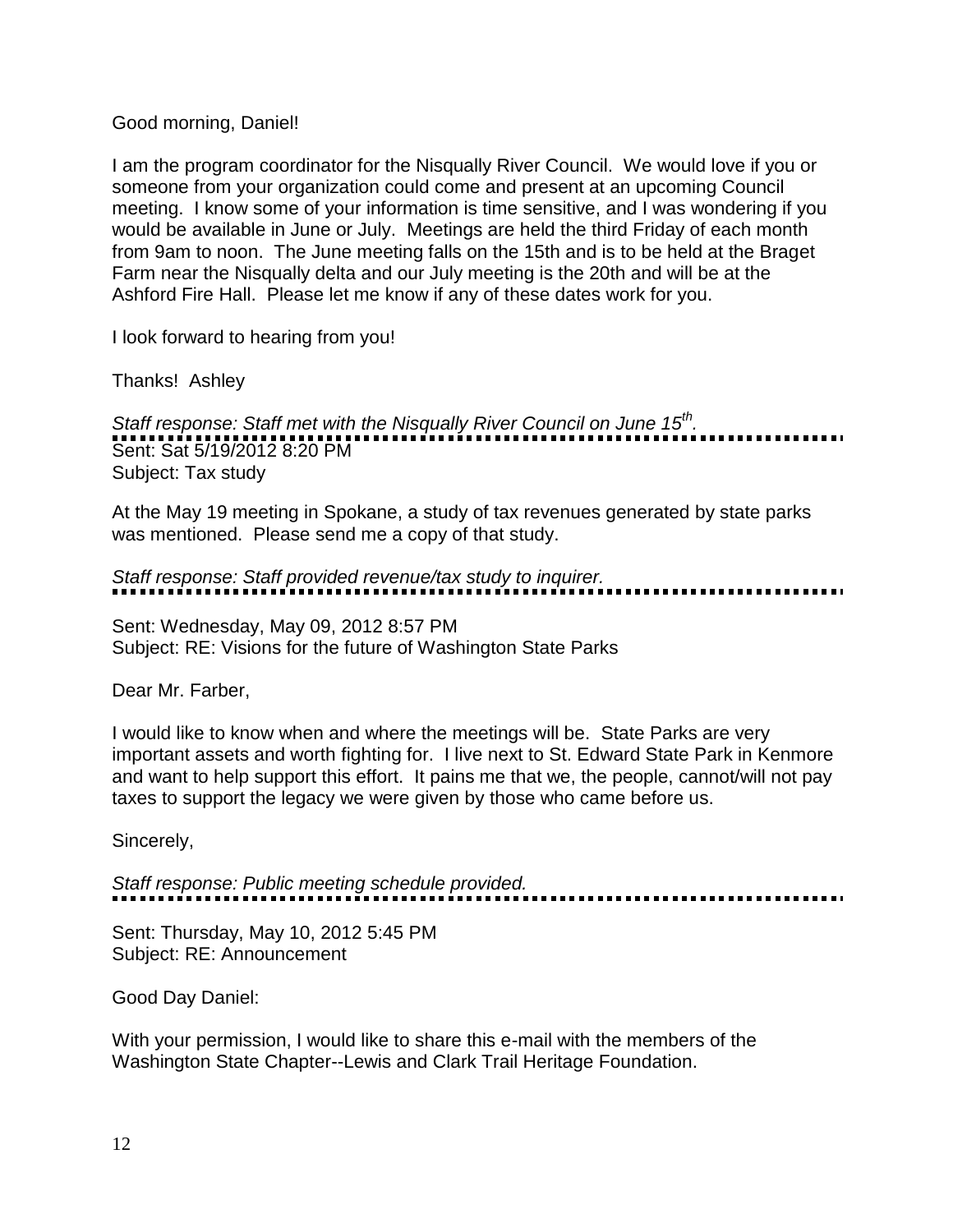Good morning, Daniel!

I am the program coordinator for the Nisqually River Council. We would love if you or someone from your organization could come and present at an upcoming Council meeting. I know some of your information is time sensitive, and I was wondering if you would be available in June or July. Meetings are held the third Friday of each month from 9am to noon. The June meeting falls on the 15th and is to be held at the Braget Farm near the Nisqually delta and our July meeting is the 20th and will be at the Ashford Fire Hall. Please let me know if any of these dates work for you.

I look forward to hearing from you!

Thanks! Ashley

*Staff response: Staff met with the Nisqually River Council on June 15th.*

---

Sent: Sat 5/19/2012 8:20 PM
Subject: Tax study

At the May 19 meeting in Spokane, a study of tax revenues generated by state parks was mentioned. Please send me a copy of that study.

*Staff response: Staff provided revenue/tax study to inquirer.*

---

Sent: Wednesday, May 09, 2012 8:57 PM
Subject: RE: Visions for the future of Washington State Parks

Dear Mr. Farber,

I would like to know when and where the meetings will be. State Parks are very important assets and worth fighting for. I live next to St. Edward State Park in Kenmore and want to help support this effort. It pains me that we, the people, cannot/will not pay taxes to support the legacy we were given by those who came before us.

Sincerely,

*Staff response: Public meeting schedule provided.*

---

Sent: Thursday, May 10, 2012 5:45 PM
Subject: RE: Announcement

Good Day Daniel:

With your permission, I would like to share this e-mail with the members of the Washington State Chapter--Lewis and Clark Trail Heritage Foundation.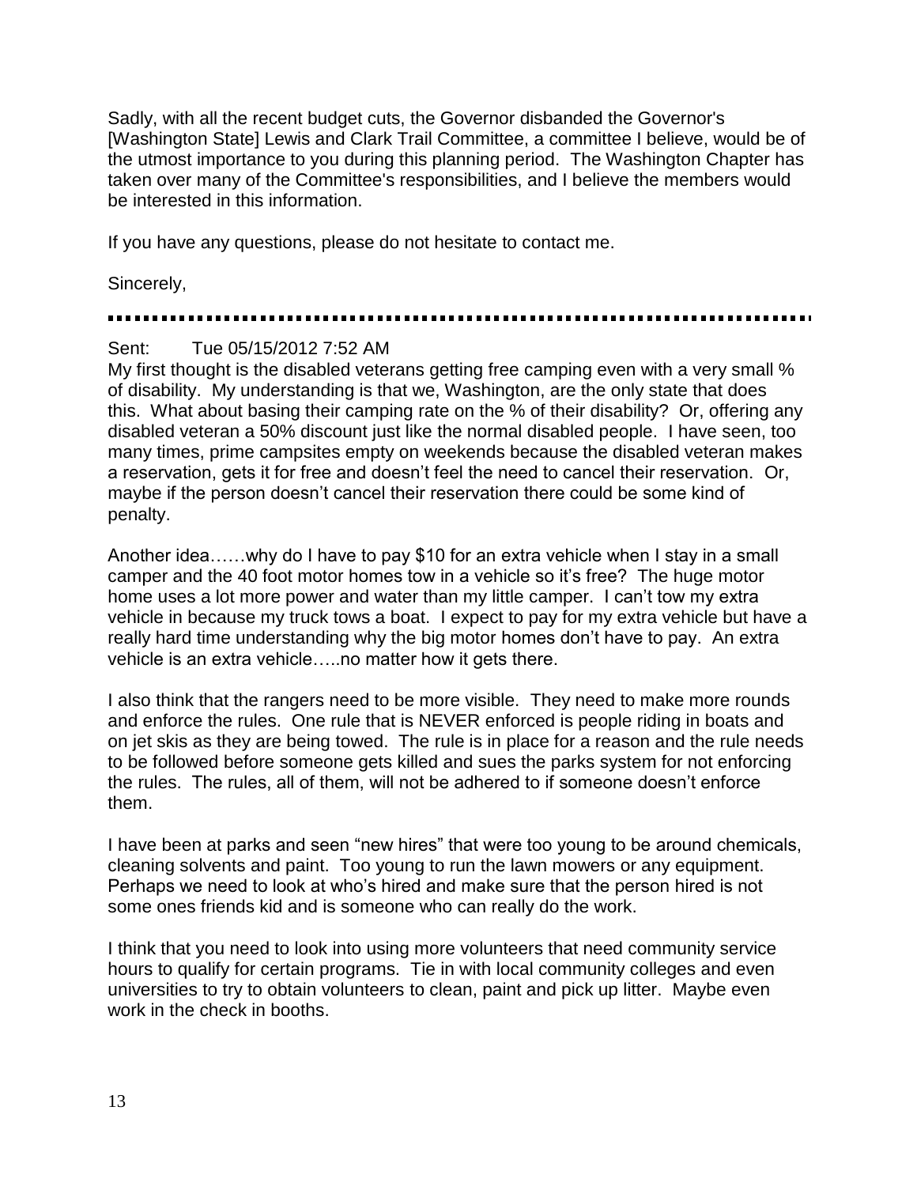Sadly, with all the recent budget cuts, the Governor disbanded the Governor's [Washington State] Lewis and Clark Trail Committee, a committee I believe, would be of the utmost importance to you during this planning period. The Washington Chapter has taken over many of the Committee's responsibilities, and I believe the members would be interested in this information.

If you have any questions, please do not hesitate to contact me.

Sincerely,

---

Sent: Tue 05/15/2012 7:52 AM

My first thought is the disabled veterans getting free camping even with a very small % of disability. My understanding is that we, Washington, are the only state that does this. What about basing their camping rate on the % of their disability? Or, offering any disabled veteran a 50% discount just like the normal disabled people. I have seen, too many times, prime campsites empty on weekends because the disabled veteran makes a reservation, gets it for free and doesn't feel the need to cancel their reservation. Or, maybe if the person doesn't cancel their reservation there could be some kind of penalty.

Another idea……why do I have to pay $10 for an extra vehicle when I stay in a small camper and the 40 foot motor homes tow in a vehicle so it's free? The huge motor home uses a lot more power and water than my little camper. I can't tow my extra vehicle in because my truck tows a boat. I expect to pay for my extra vehicle but have a really hard time understanding why the big motor homes don't have to pay. An extra vehicle is an extra vehicle…..no matter how it gets there.

I also think that the rangers need to be more visible. They need to make more rounds and enforce the rules. One rule that is NEVER enforced is people riding in boats and on jet skis as they are being towed. The rule is in place for a reason and the rule needs to be followed before someone gets killed and sues the parks system for not enforcing the rules. The rules, all of them, will not be adhered to if someone doesn't enforce them.

I have been at parks and seen "new hires" that were too young to be around chemicals, cleaning solvents and paint. Too young to run the lawn mowers or any equipment. Perhaps we need to look at who's hired and make sure that the person hired is not some ones friends kid and is someone who can really do the work.

I think that you need to look into using more volunteers that need community service hours to qualify for certain programs. Tie in with local community colleges and even universities to try to obtain volunteers to clean, paint and pick up litter. Maybe even work in the check in booths.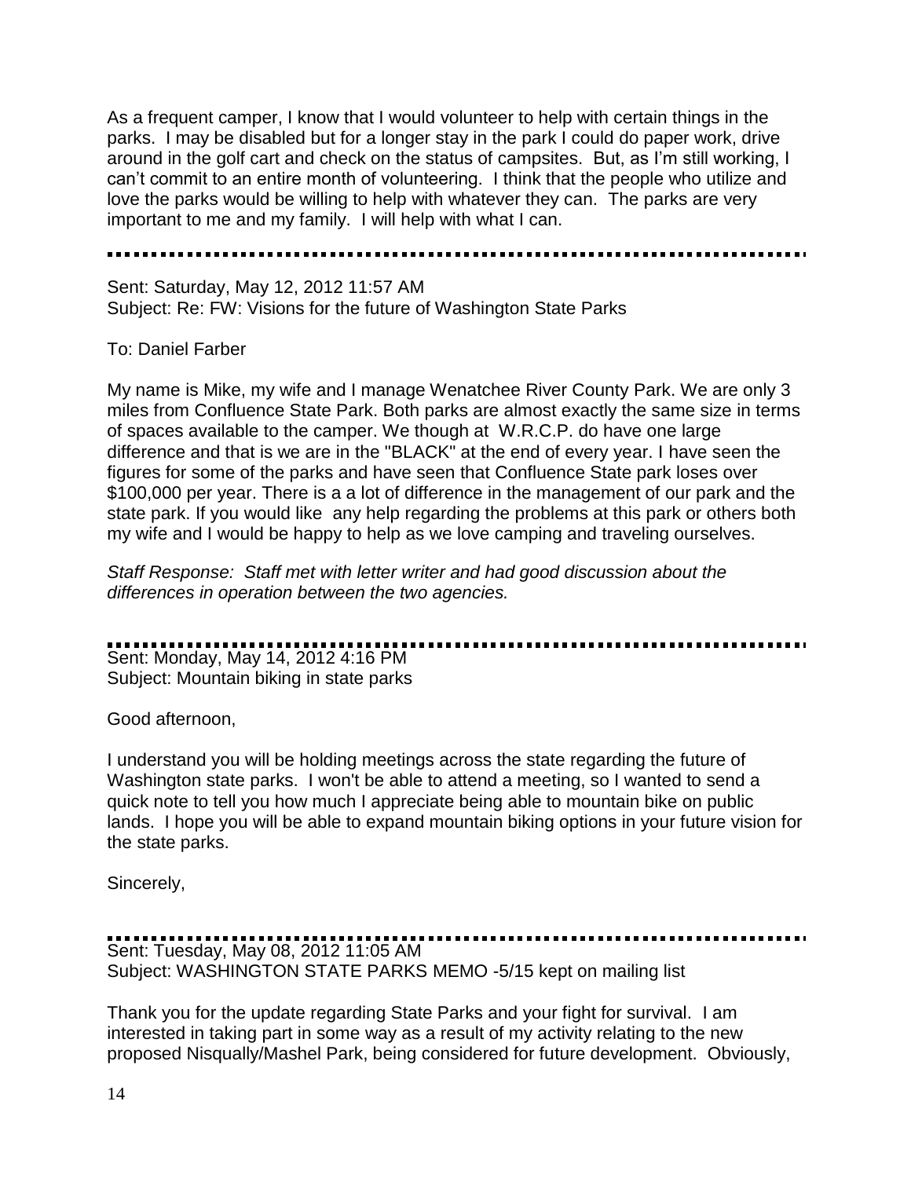As a frequent camper, I know that I would volunteer to help with certain things in the parks. I may be disabled but for a longer stay in the park I could do paper work, drive around in the golf cart and check on the status of campsites. But, as I'm still working, I can't commit to an entire month of volunteering. I think that the people who utilize and love the parks would be willing to help with whatever they can. The parks are very important to me and my family. I will help with what I can.

---

Sent: Saturday, May 12, 2012 11:57 AM
Subject: Re: FW: Visions for the future of Washington State Parks

To: Daniel Farber

My name is Mike, my wife and I manage Wenatchee River County Park. We are only 3 miles from Confluence State Park. Both parks are almost exactly the same size in terms of spaces available to the camper. We though at W.R.C.P. do have one large difference and that is we are in the "BLACK" at the end of every year. I have seen the figures for some of the parks and have seen that Confluence State park loses over $100,000 per year. There is a a lot of difference in the management of our park and the state park. If you would like any help regarding the problems at this park or others both my wife and I would be happy to help as we love camping and traveling ourselves.

*Staff Response: Staff met with letter writer and had good discussion about the differences in operation between the two agencies.*

---

Sent: Monday, May 14, 2012 4:16 PM
Subject: Mountain biking in state parks

Good afternoon,

I understand you will be holding meetings across the state regarding the future of Washington state parks. I won't be able to attend a meeting, so I wanted to send a quick note to tell you how much I appreciate being able to mountain bike on public lands. I hope you will be able to expand mountain biking options in your future vision for the state parks.

Sincerely,

---

Sent: Tuesday, May 08, 2012 11:05 AM
Subject: WASHINGTON STATE PARKS MEMO -5/15 kept on mailing list

Thank you for the update regarding State Parks and your fight for survival. I am interested in taking part in some way as a result of my activity relating to the new proposed Nisqually/Mashel Park, being considered for future development. Obviously,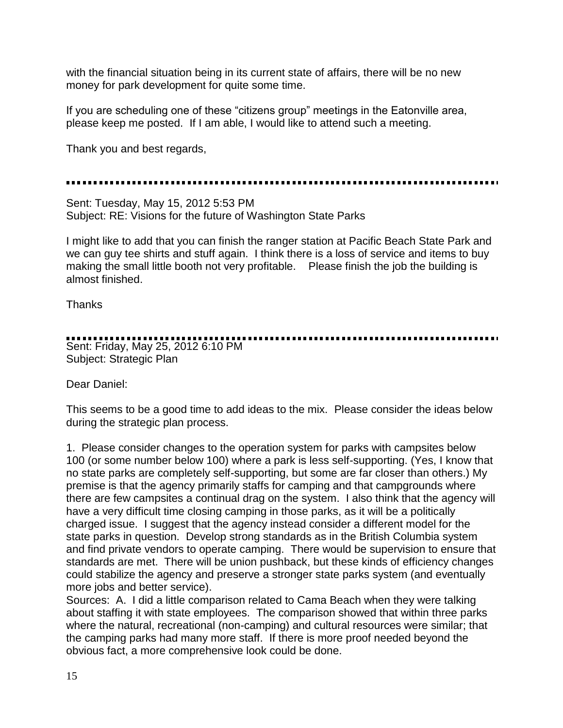with the financial situation being in its current state of affairs, there will be no new money for park development for quite some time.

If you are scheduling one of these "citizens group" meetings in the Eatonville area, please keep me posted. If I am able, I would like to attend such a meeting.

Thank you and best regards,

---

Sent: Tuesday, May 15, 2012 5:53 PM
Subject: RE: Visions for the future of Washington State Parks

I might like to add that you can finish the ranger station at Pacific Beach State Park and we can guy tee shirts and stuff again. I think there is a loss of service and items to buy making the small little booth not very profitable. Please finish the job the building is almost finished.

Thanks

---

Sent: Friday, May 25, 2012 6:10 PM
Subject: Strategic Plan

Dear Daniel:

This seems to be a good time to add ideas to the mix. Please consider the ideas below during the strategic plan process.

1. Please consider changes to the operation system for parks with campsites below 100 (or some number below 100) where a park is less self-supporting. (Yes, I know that no state parks are completely self-supporting, but some are far closer than others.) My premise is that the agency primarily staffs for camping and that campgrounds where there are few campsites a continual drag on the system. I also think that the agency will have a very difficult time closing camping in those parks, as it will be a politically charged issue. I suggest that the agency instead consider a different model for the state parks in question. Develop strong standards as in the British Columbia system and find private vendors to operate camping. There would be supervision to ensure that standards are met. There will be union pushback, but these kinds of efficiency changes could stabilize the agency and preserve a stronger state parks system (and eventually more jobs and better service).
Sources: A. I did a little comparison related to Cama Beach when they were talking about staffing it with state employees. The comparison showed that within three parks where the natural, recreational (non-camping) and cultural resources were similar; that the camping parks had many more staff. If there is more proof needed beyond the obvious fact, a more comprehensive look could be done.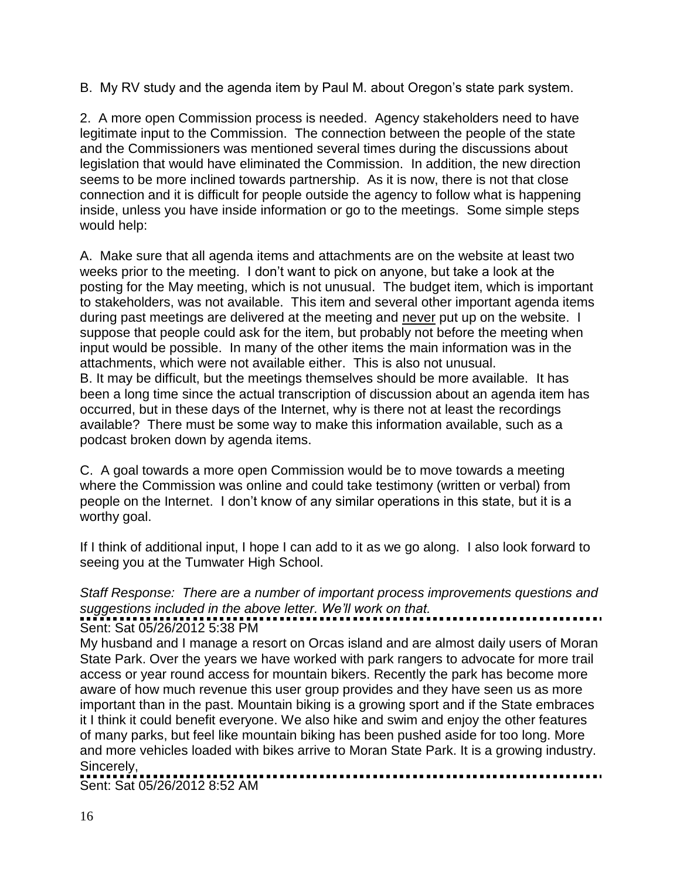B. My RV study and the agenda item by Paul M. about Oregon's state park system.

2. A more open Commission process is needed. Agency stakeholders need to have legitimate input to the Commission. The connection between the people of the state and the Commissioners was mentioned several times during the discussions about legislation that would have eliminated the Commission. In addition, the new direction seems to be more inclined towards partnership. As it is now, there is not that close connection and it is difficult for people outside the agency to follow what is happening inside, unless you have inside information or go to the meetings. Some simple steps would help:

A. Make sure that all agenda items and attachments are on the website at least two weeks prior to the meeting. I don't want to pick on anyone, but take a look at the posting for the May meeting, which is not unusual. The budget item, which is important to stakeholders, was not available. This item and several other important agenda items during past meetings are delivered at the meeting and <u>never</u> put up on the website. I suppose that people could ask for the item, but probably not before the meeting when input would be possible. In many of the other items the main information was in the attachments, which were not available either. This is also not unusual.
B. It may be difficult, but the meetings themselves should be more available. It has been a long time since the actual transcription of discussion about an agenda item has occurred, but in these days of the Internet, why is there not at least the recordings available? There must be some way to make this information available, such as a podcast broken down by agenda items.

C. A goal towards a more open Commission would be to move towards a meeting where the Commission was online and could take testimony (written or verbal) from people on the Internet. I don't know of any similar operations in this state, but it is a worthy goal.

If I think of additional input, I hope I can add to it as we go along. I also look forward to seeing you at the Tumwater High School.

*Staff Response: There are a number of important process improvements questions and suggestions included in the above letter. We'll work on that.*

---

Sent: Sat 05/26/2012 5:38 PM

My husband and I manage a resort on Orcas island and are almost daily users of Moran State Park. Over the years we have worked with park rangers to advocate for more trail access or year round access for mountain bikers. Recently the park has become more aware of how much revenue this user group provides and they have seen us as more important than in the past. Mountain biking is a growing sport and if the State embraces it I think it could benefit everyone. We also hike and swim and enjoy the other features of many parks, but feel like mountain biking has been pushed aside for too long. More and more vehicles loaded with bikes arrive to Moran State Park. It is a growing industry.
Sincerely,

---

Sent: Sat 05/26/2012 8:52 AM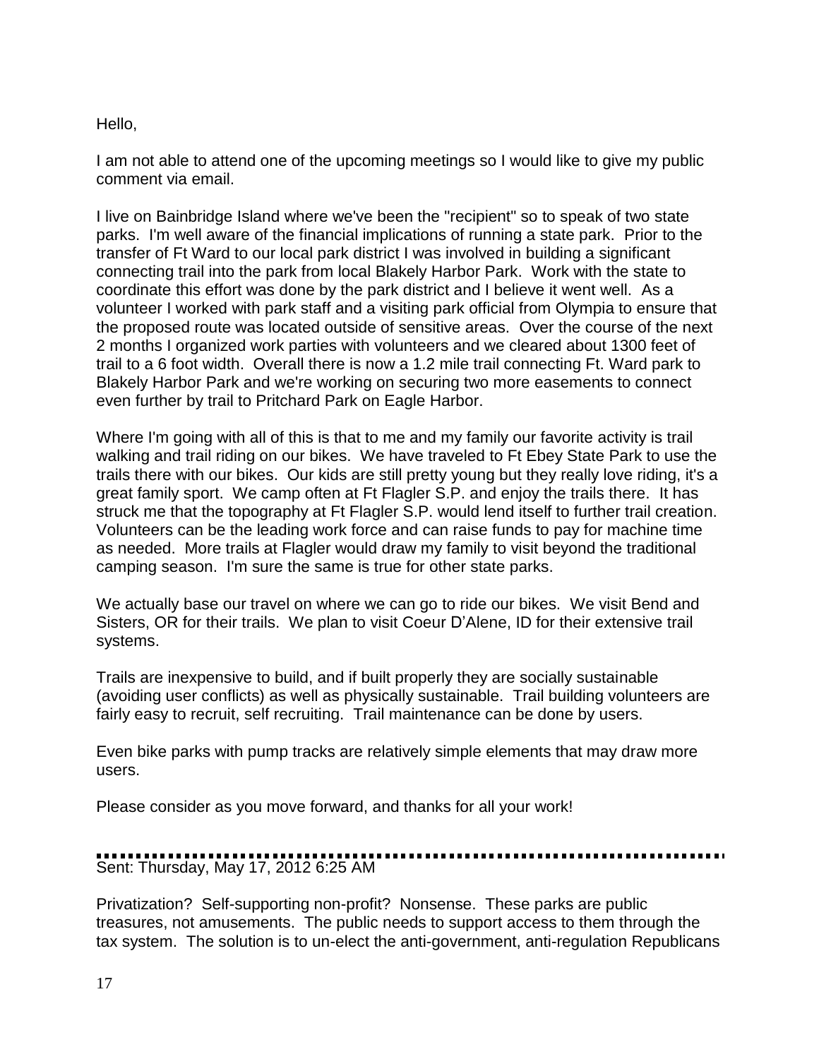Hello,

I am not able to attend one of the upcoming meetings so I would like to give my public comment via email.

I live on Bainbridge Island where we've been the "recipient" so to speak of two state parks. I'm well aware of the financial implications of running a state park. Prior to the transfer of Ft Ward to our local park district I was involved in building a significant connecting trail into the park from local Blakely Harbor Park. Work with the state to coordinate this effort was done by the park district and I believe it went well. As a volunteer I worked with park staff and a visiting park official from Olympia to ensure that the proposed route was located outside of sensitive areas. Over the course of the next 2 months I organized work parties with volunteers and we cleared about 1300 feet of trail to a 6 foot width. Overall there is now a 1.2 mile trail connecting Ft. Ward park to Blakely Harbor Park and we're working on securing two more easements to connect even further by trail to Pritchard Park on Eagle Harbor.

Where I'm going with all of this is that to me and my family our favorite activity is trail walking and trail riding on our bikes. We have traveled to Ft Ebey State Park to use the trails there with our bikes. Our kids are still pretty young but they really love riding, it's a great family sport. We camp often at Ft Flagler S.P. and enjoy the trails there. It has struck me that the topography at Ft Flagler S.P. would lend itself to further trail creation. Volunteers can be the leading work force and can raise funds to pay for machine time as needed. More trails at Flagler would draw my family to visit beyond the traditional camping season. I'm sure the same is true for other state parks.

We actually base our travel on where we can go to ride our bikes. We visit Bend and Sisters, OR for their trails. We plan to visit Coeur D'Alene, ID for their extensive trail systems.

Trails are inexpensive to build, and if built properly they are socially sustainable (avoiding user conflicts) as well as physically sustainable. Trail building volunteers are fairly easy to recruit, self recruiting. Trail maintenance can be done by users.

Even bike parks with pump tracks are relatively simple elements that may draw more users.

Please consider as you move forward, and thanks for all your work!

---

Sent: Thursday, May 17, 2012 6:25 AM

Privatization? Self-supporting non-profit? Nonsense. These parks are public treasures, not amusements. The public needs to support access to them through the tax system. The solution is to un-elect the anti-government, anti-regulation Republicans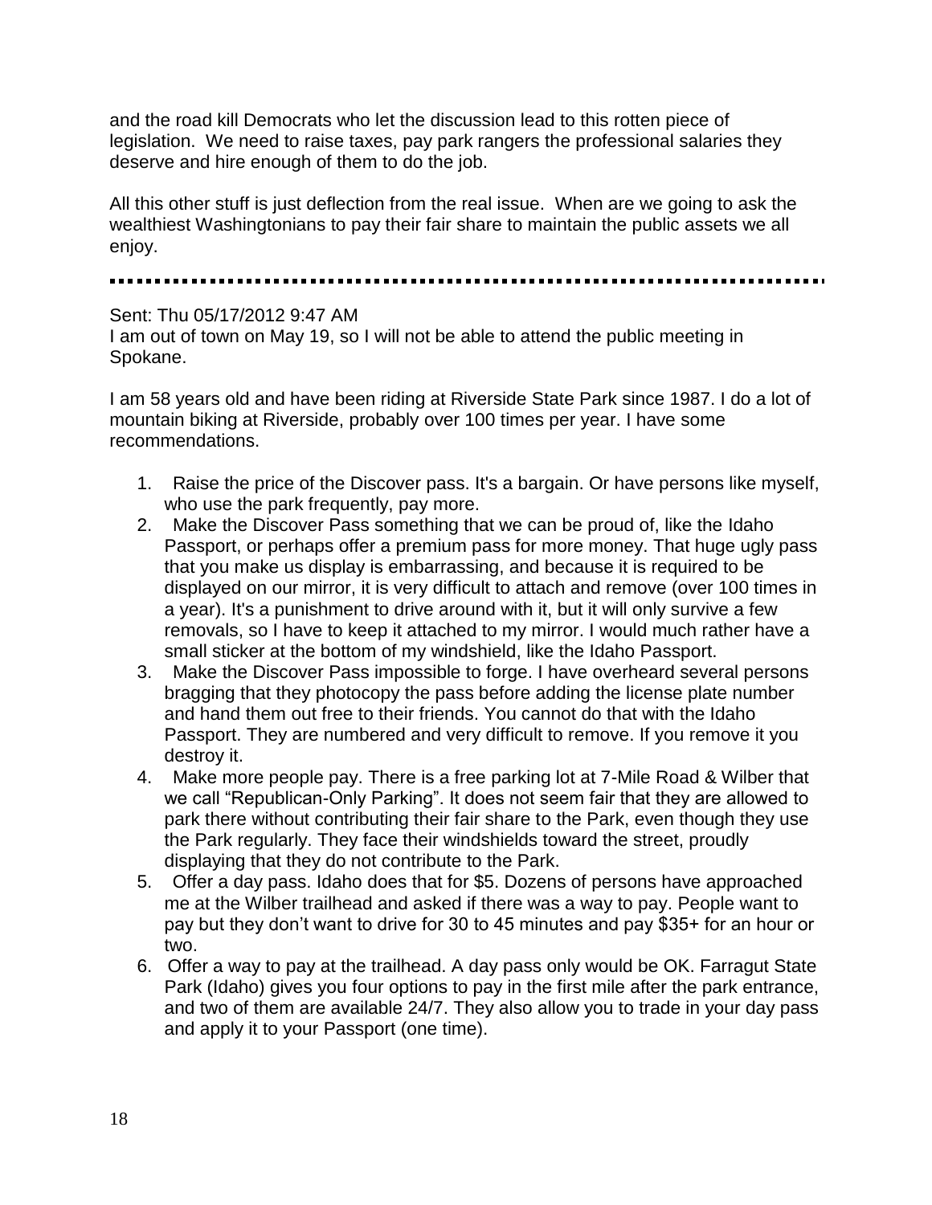and the road kill Democrats who let the discussion lead to this rotten piece of legislation. We need to raise taxes, pay park rangers the professional salaries they deserve and hire enough of them to do the job.

All this other stuff is just deflection from the real issue. When are we going to ask the wealthiest Washingtonians to pay their fair share to maintain the public assets we all enjoy.

---

Sent: Thu 05/17/2012 9:47 AM
I am out of town on May 19, so I will not be able to attend the public meeting in Spokane.

I am 58 years old and have been riding at Riverside State Park since 1987. I do a lot of mountain biking at Riverside, probably over 100 times per year. I have some recommendations.

1. Raise the price of the Discover pass. It's a bargain. Or have persons like myself, who use the park frequently, pay more.
2. Make the Discover Pass something that we can be proud of, like the Idaho Passport, or perhaps offer a premium pass for more money. That huge ugly pass that you make us display is embarrassing, and because it is required to be displayed on our mirror, it is very difficult to attach and remove (over 100 times in a year). It's a punishment to drive around with it, but it will only survive a few removals, so I have to keep it attached to my mirror. I would much rather have a small sticker at the bottom of my windshield, like the Idaho Passport.
3. Make the Discover Pass impossible to forge. I have overheard several persons bragging that they photocopy the pass before adding the license plate number and hand them out free to their friends. You cannot do that with the Idaho Passport. They are numbered and very difficult to remove. If you remove it you destroy it.
4. Make more people pay. There is a free parking lot at 7-Mile Road & Wilber that we call "Republican-Only Parking". It does not seem fair that they are allowed to park there without contributing their fair share to the Park, even though they use the Park regularly. They face their windshields toward the street, proudly displaying that they do not contribute to the Park.
5. Offer a day pass. Idaho does that for $5. Dozens of persons have approached me at the Wilber trailhead and asked if there was a way to pay. People want to pay but they don't want to drive for 30 to 45 minutes and pay $35+ for an hour or two.
6. Offer a way to pay at the trailhead. A day pass only would be OK. Farragut State Park (Idaho) gives you four options to pay in the first mile after the park entrance, and two of them are available 24/7. They also allow you to trade in your day pass and apply it to your Passport (one time).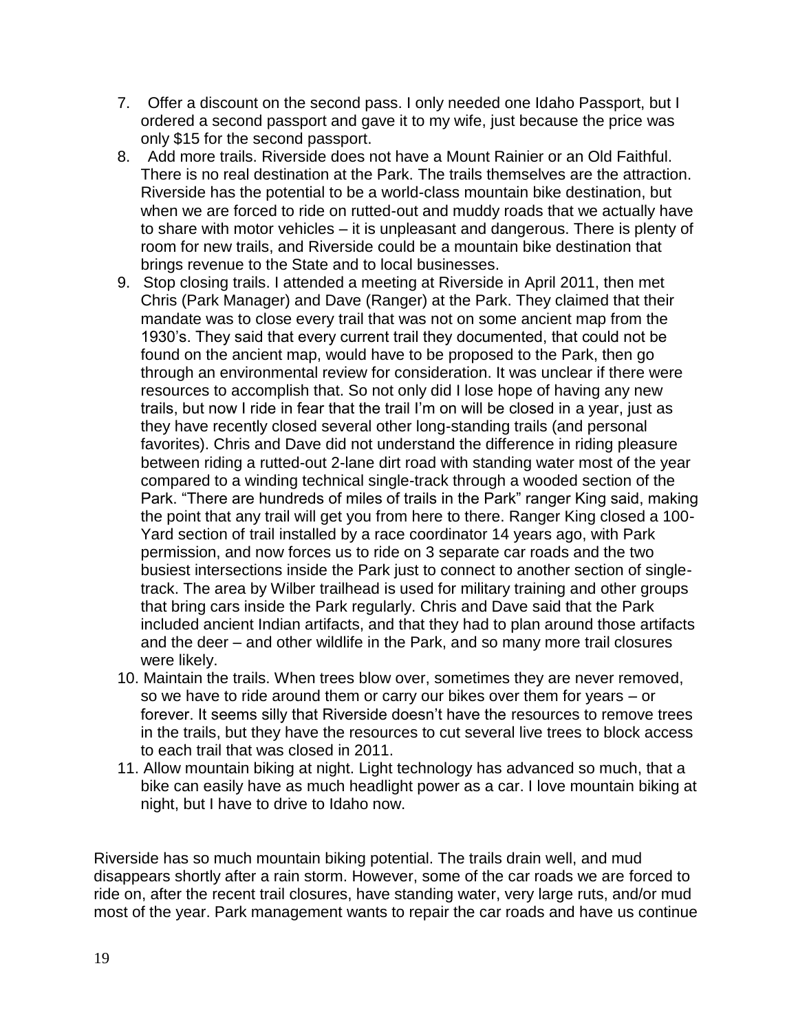7. Offer a discount on the second pass. I only needed one Idaho Passport, but I ordered a second passport and gave it to my wife, just because the price was only $15 for the second passport.
8. Add more trails. Riverside does not have a Mount Rainier or an Old Faithful. There is no real destination at the Park. The trails themselves are the attraction. Riverside has the potential to be a world-class mountain bike destination, but when we are forced to ride on rutted-out and muddy roads that we actually have to share with motor vehicles – it is unpleasant and dangerous. There is plenty of room for new trails, and Riverside could be a mountain bike destination that brings revenue to the State and to local businesses.
9. Stop closing trails. I attended a meeting at Riverside in April 2011, then met Chris (Park Manager) and Dave (Ranger) at the Park. They claimed that their mandate was to close every trail that was not on some ancient map from the 1930's. They said that every current trail they documented, that could not be found on the ancient map, would have to be proposed to the Park, then go through an environmental review for consideration. It was unclear if there were resources to accomplish that. So not only did I lose hope of having any new trails, but now I ride in fear that the trail I'm on will be closed in a year, just as they have recently closed several other long-standing trails (and personal favorites). Chris and Dave did not understand the difference in riding pleasure between riding a rutted-out 2-lane dirt road with standing water most of the year compared to a winding technical single-track through a wooded section of the Park. "There are hundreds of miles of trails in the Park" ranger King said, making the point that any trail will get you from here to there. Ranger King closed a 100-Yard section of trail installed by a race coordinator 14 years ago, with Park permission, and now forces us to ride on 3 separate car roads and the two busiest intersections inside the Park just to connect to another section of single-track. The area by Wilber trailhead is used for military training and other groups that bring cars inside the Park regularly. Chris and Dave said that the Park included ancient Indian artifacts, and that they had to plan around those artifacts and the deer – and other wildlife in the Park, and so many more trail closures were likely.
10. Maintain the trails. When trees blow over, sometimes they are never removed, so we have to ride around them or carry our bikes over them for years – or forever. It seems silly that Riverside doesn't have the resources to remove trees in the trails, but they have the resources to cut several live trees to block access to each trail that was closed in 2011.
11. Allow mountain biking at night. Light technology has advanced so much, that a bike can easily have as much headlight power as a car. I love mountain biking at night, but I have to drive to Idaho now.

Riverside has so much mountain biking potential. The trails drain well, and mud disappears shortly after a rain storm. However, some of the car roads we are forced to ride on, after the recent trail closures, have standing water, very large ruts, and/or mud most of the year. Park management wants to repair the car roads and have us continue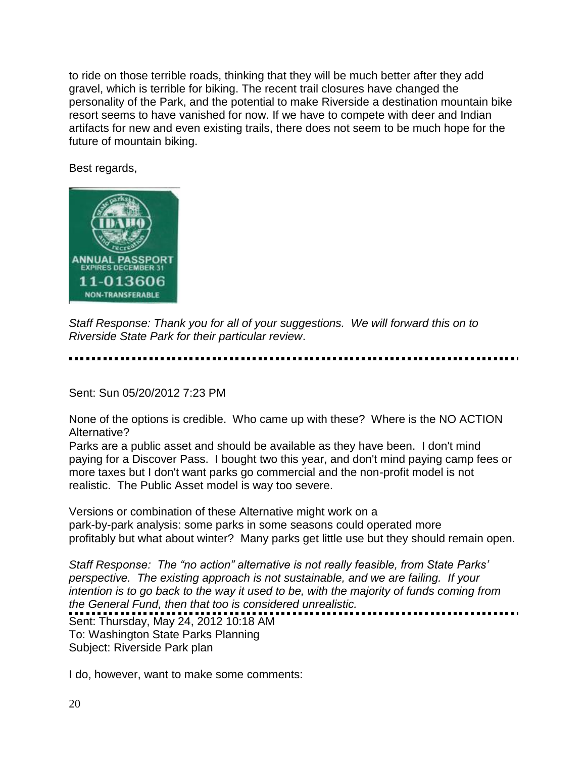to ride on those terrible roads, thinking that they will be much better after they add gravel, which is terrible for biking. The recent trail closures have changed the personality of the Park, and the potential to make Riverside a destination mountain bike resort seems to have vanished for now. If we have to compete with deer and Indian artifacts for new and even existing trails, there does not seem to be much hope for the future of mountain biking.

Best regards,

IDAHO
ANNUAL PASSPORT
EXPIRES DECEMBER 31
11-013606
NON-TRANSFERABLE

*Staff Response: Thank you for all of your suggestions. We will forward this on to Riverside State Park for their particular review*.

---

Sent: Sun 05/20/2012 7:23 PM

None of the options is credible. Who came up with these? Where is the NO ACTION Alternative?

Parks are a public asset and should be available as they have been. I don't mind paying for a Discover Pass. I bought two this year, and don't mind paying camp fees or more taxes but I don't want parks go commercial and the non-profit model is not realistic. The Public Asset model is way too severe.

Versions or combination of these Alternative might work on a park-by-park analysis: some parks in some seasons could operated more profitably but what about winter? Many parks get little use but they should remain open.

*Staff Response: The "no action" alternative is not really feasible, from State Parks' perspective. The existing approach is not sustainable, and we are failing. If your intention is to go back to the way it used to be, with the majority of funds coming from the General Fund, then that too is considered unrealistic.*

---

Sent: Thursday, May 24, 2012 10:18 AM
To: Washington State Parks Planning
Subject: Riverside Park plan

I do, however, want to make some comments: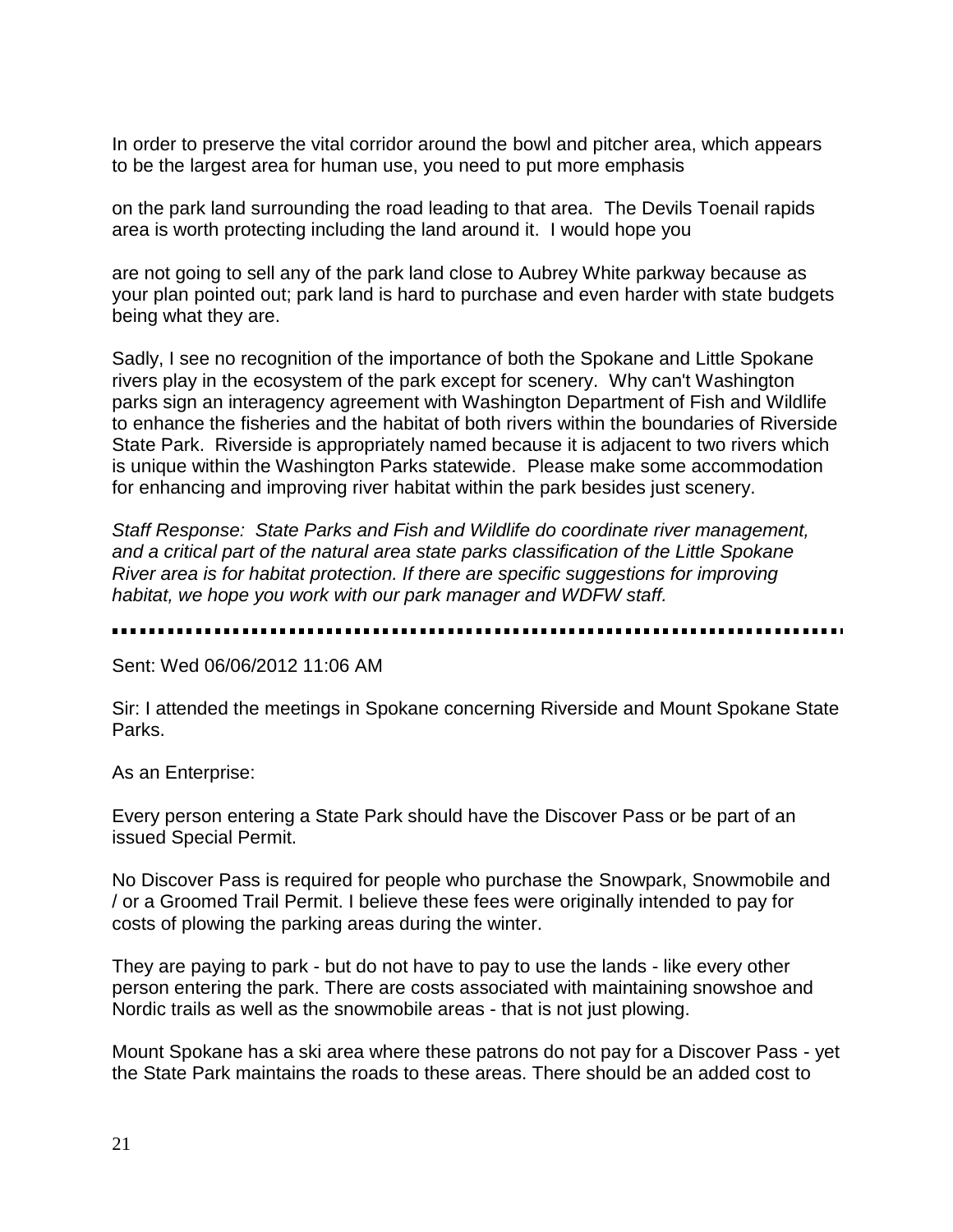In order to preserve the vital corridor around the bowl and pitcher area, which appears to be the largest area for human use, you need to put more emphasis

on the park land surrounding the road leading to that area. The Devils Toenail rapids area is worth protecting including the land around it. I would hope you

are not going to sell any of the park land close to Aubrey White parkway because as your plan pointed out; park land is hard to purchase and even harder with state budgets being what they are.

Sadly, I see no recognition of the importance of both the Spokane and Little Spokane rivers play in the ecosystem of the park except for scenery. Why can't Washington parks sign an interagency agreement with Washington Department of Fish and Wildlife to enhance the fisheries and the habitat of both rivers within the boundaries of Riverside State Park. Riverside is appropriately named because it is adjacent to two rivers which is unique within the Washington Parks statewide. Please make some accommodation for enhancing and improving river habitat within the park besides just scenery.

*Staff Response: State Parks and Fish and Wildlife do coordinate river management, and a critical part of the natural area state parks classification of the Little Spokane River area is for habitat protection. If there are specific suggestions for improving habitat, we hope you work with our park manager and WDFW staff.*

---

Sent: Wed 06/06/2012 11:06 AM

Sir: I attended the meetings in Spokane concerning Riverside and Mount Spokane State Parks.

As an Enterprise:

Every person entering a State Park should have the Discover Pass or be part of an issued Special Permit.

No Discover Pass is required for people who purchase the Snowpark, Snowmobile and / or a Groomed Trail Permit. I believe these fees were originally intended to pay for costs of plowing the parking areas during the winter.

They are paying to park - but do not have to pay to use the lands - like every other person entering the park. There are costs associated with maintaining snowshoe and Nordic trails as well as the snowmobile areas - that is not just plowing.

Mount Spokane has a ski area where these patrons do not pay for a Discover Pass - yet the State Park maintains the roads to these areas. There should be an added cost to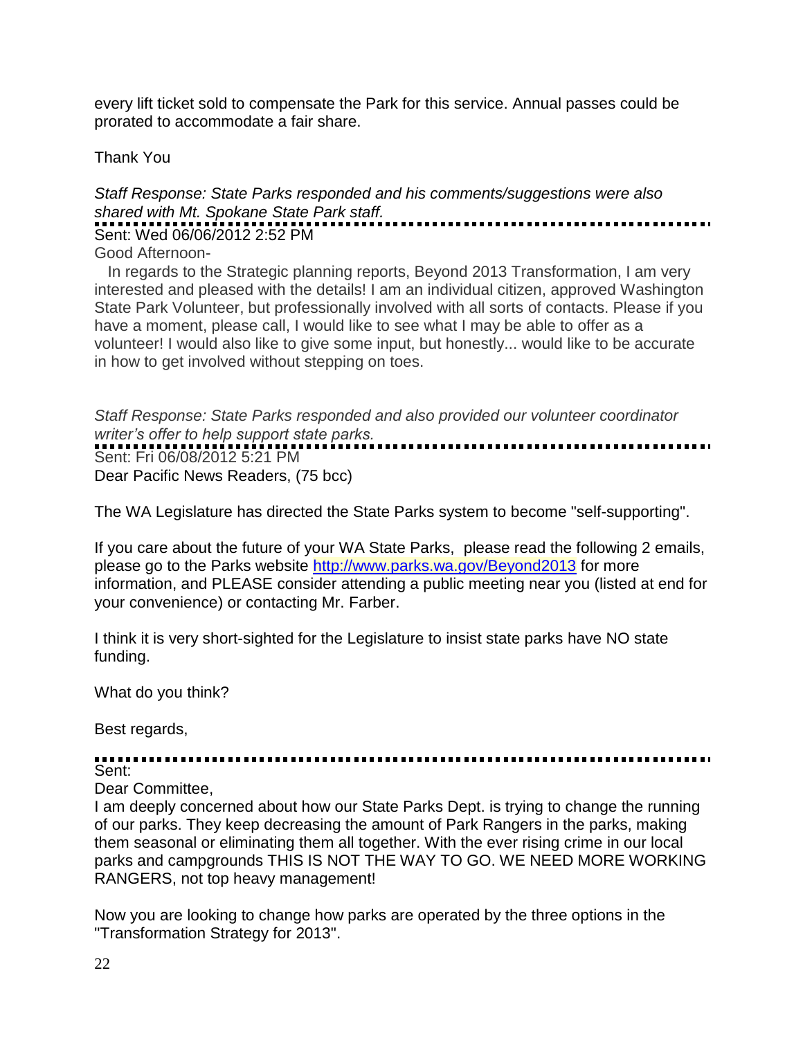every lift ticket sold to compensate the Park for this service. Annual passes could be prorated to accommodate a fair share.

Thank You

*Staff Response: State Parks responded and his comments/suggestions were also shared with Mt. Spokane State Park staff.*

---

Sent: Wed 06/06/2012 2:52 PM

Good Afternoon-

In regards to the Strategic planning reports, Beyond 2013 Transformation, I am very interested and pleased with the details! I am an individual citizen, approved Washington State Park Volunteer, but professionally involved with all sorts of contacts. Please if you have a moment, please call, I would like to see what I may be able to offer as a volunteer! I would also like to give some input, but honestly... would like to be accurate in how to get involved without stepping on toes.

*Staff Response: State Parks responded and also provided our volunteer coordinator writer's offer to help support state parks.*

---

Sent: Fri 06/08/2012 5:21 PM

Dear Pacific News Readers, (75 bcc)

The WA Legislature has directed the State Parks system to become "self-supporting".

If you care about the future of your WA State Parks, please read the following 2 emails, please go to the Parks website [http://www.parks.wa.gov/Beyond2013](http://www.parks.wa.gov/Beyond2013) for more information, and PLEASE consider attending a public meeting near you (listed at end for your convenience) or contacting Mr. Farber.

I think it is very short-sighted for the Legislature to insist state parks have NO state funding.

What do you think?

Best regards,

---

Sent:

Dear Committee,

I am deeply concerned about how our State Parks Dept. is trying to change the running of our parks. They keep decreasing the amount of Park Rangers in the parks, making them seasonal or eliminating them all together. With the ever rising crime in our local parks and campgrounds THIS IS NOT THE WAY TO GO. WE NEED MORE WORKING RANGERS, not top heavy management!

Now you are looking to change how parks are operated by the three options in the "Transformation Strategy for 2013".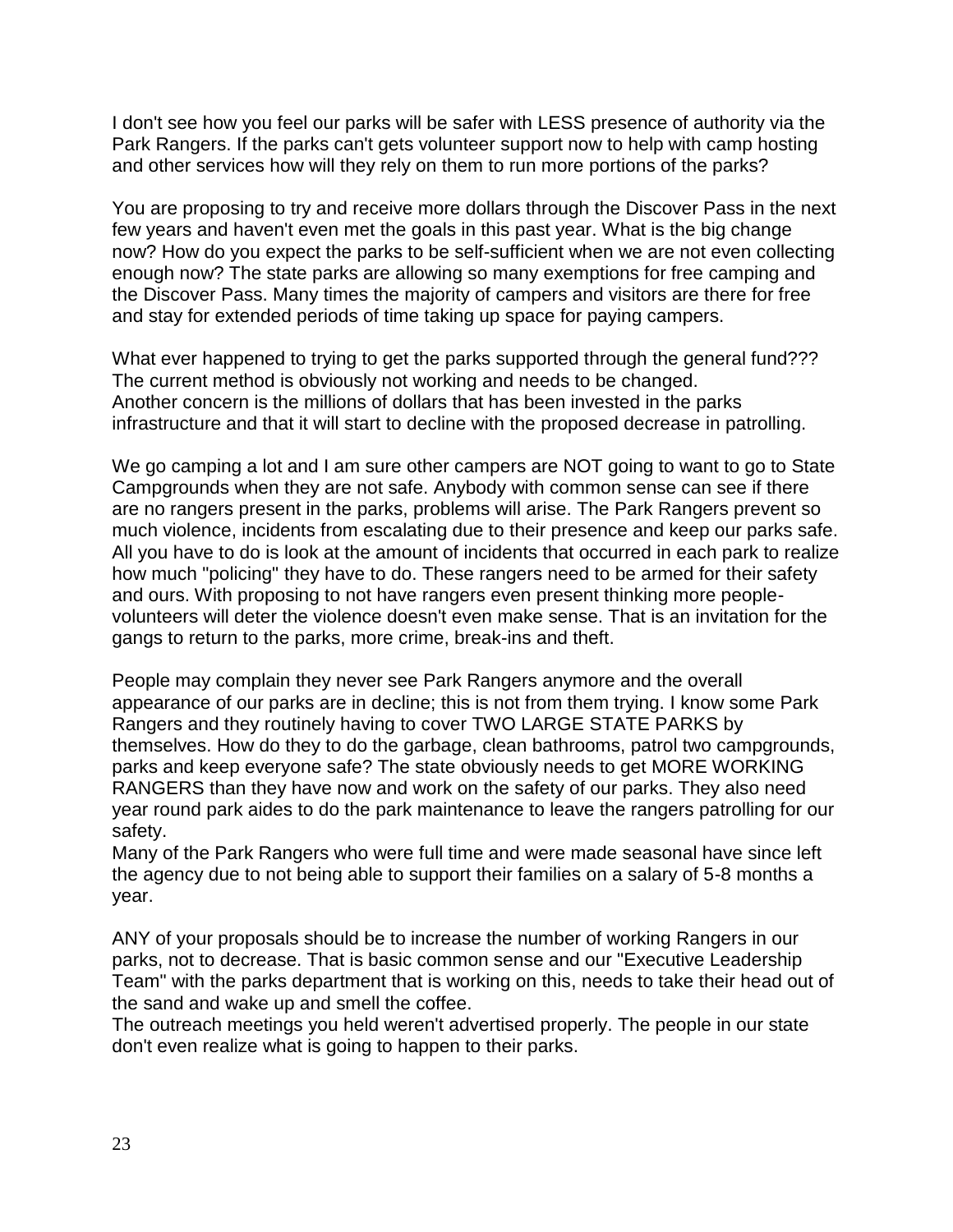I don't see how you feel our parks will be safer with LESS presence of authority via the Park Rangers. If the parks can't gets volunteer support now to help with camp hosting and other services how will they rely on them to run more portions of the parks?

You are proposing to try and receive more dollars through the Discover Pass in the next few years and haven't even met the goals in this past year. What is the big change now? How do you expect the parks to be self-sufficient when we are not even collecting enough now? The state parks are allowing so many exemptions for free camping and the Discover Pass. Many times the majority of campers and visitors are there for free and stay for extended periods of time taking up space for paying campers.

What ever happened to trying to get the parks supported through the general fund??? The current method is obviously not working and needs to be changed.
Another concern is the millions of dollars that has been invested in the parks infrastructure and that it will start to decline with the proposed decrease in patrolling.

We go camping a lot and I am sure other campers are NOT going to want to go to State Campgrounds when they are not safe. Anybody with common sense can see if there are no rangers present in the parks, problems will arise. The Park Rangers prevent so much violence, incidents from escalating due to their presence and keep our parks safe. All you have to do is look at the amount of incidents that occurred in each park to realize how much "policing" they have to do. These rangers need to be armed for their safety and ours. With proposing to not have rangers even present thinking more people-volunteers will deter the violence doesn't even make sense. That is an invitation for the gangs to return to the parks, more crime, break-ins and theft.

People may complain they never see Park Rangers anymore and the overall appearance of our parks are in decline; this is not from them trying. I know some Park Rangers and they routinely having to cover TWO LARGE STATE PARKS by themselves. How do they to do the garbage, clean bathrooms, patrol two campgrounds, parks and keep everyone safe? The state obviously needs to get MORE WORKING RANGERS than they have now and work on the safety of our parks. They also need year round park aides to do the park maintenance to leave the rangers patrolling for our safety.
Many of the Park Rangers who were full time and were made seasonal have since left the agency due to not being able to support their families on a salary of 5-8 months a year.

ANY of your proposals should be to increase the number of working Rangers in our parks, not to decrease. That is basic common sense and our "Executive Leadership Team" with the parks department that is working on this, needs to take their head out of the sand and wake up and smell the coffee.
The outreach meetings you held weren't advertised properly. The people in our state don't even realize what is going to happen to their parks.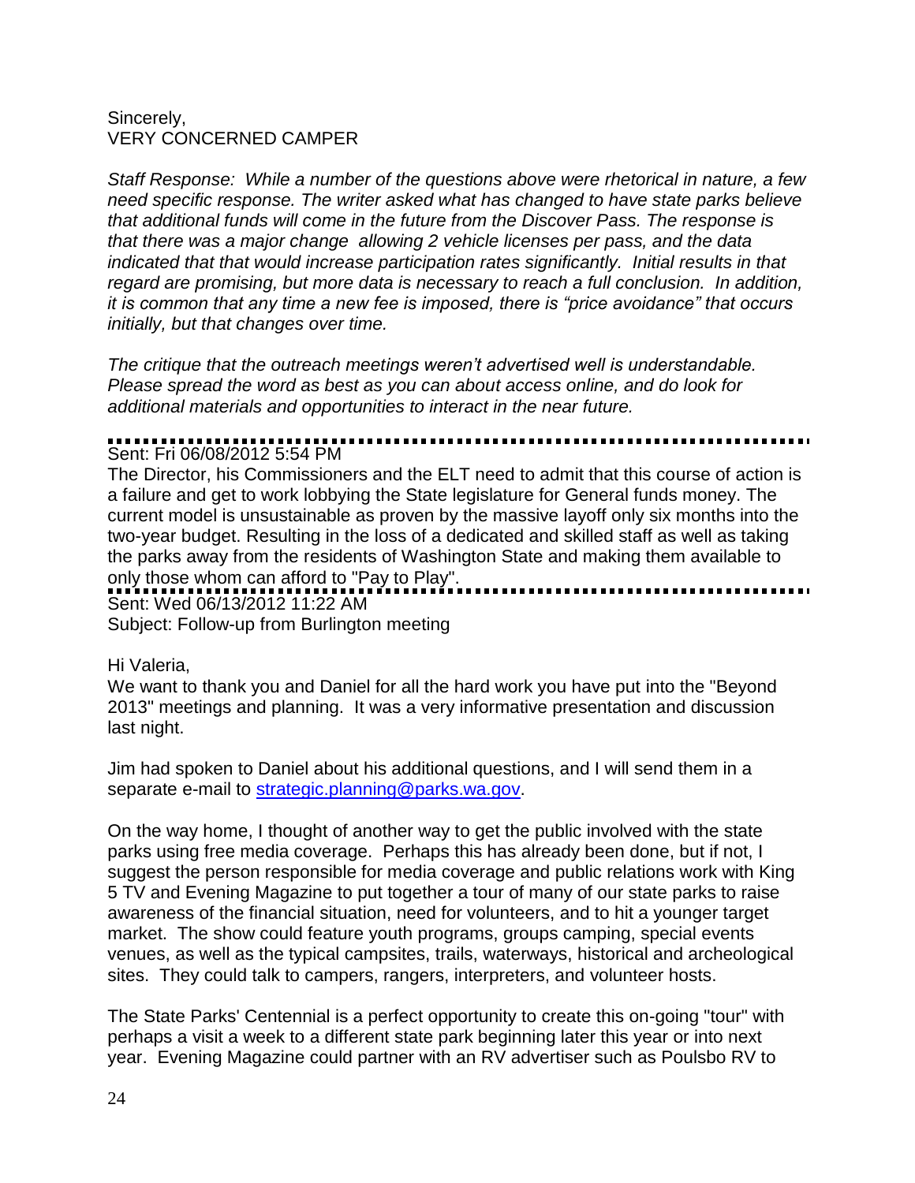Sincerely,
VERY CONCERNED CAMPER

*Staff Response: While a number of the questions above were rhetorical in nature, a few need specific response. The writer asked what has changed to have state parks believe that additional funds will come in the future from the Discover Pass. The response is that there was a major change allowing 2 vehicle licenses per pass, and the data indicated that that would increase participation rates significantly. Initial results in that regard are promising, but more data is necessary to reach a full conclusion. In addition, it is common that any time a new fee is imposed, there is "price avoidance" that occurs initially, but that changes over time.*

*The critique that the outreach meetings weren't advertised well is understandable. Please spread the word as best as you can about access online, and do look for additional materials and opportunities to interact in the near future.*

---

Sent: Fri 06/08/2012 5:54 PM

The Director, his Commissioners and the ELT need to admit that this course of action is a failure and get to work lobbying the State legislature for General funds money. The current model is unsustainable as proven by the massive layoff only six months into the two-year budget. Resulting in the loss of a dedicated and skilled staff as well as taking the parks away from the residents of Washington State and making them available to only those whom can afford to "Pay to Play".

---

Sent: Wed 06/13/2012 11:22 AM
Subject: Follow-up from Burlington meeting

Hi Valeria,

We want to thank you and Daniel for all the hard work you have put into the "Beyond 2013" meetings and planning. It was a very informative presentation and discussion last night.

Jim had spoken to Daniel about his additional questions, and I will send them in a separate e-mail to strategic.planning@parks.wa.gov.

On the way home, I thought of another way to get the public involved with the state parks using free media coverage. Perhaps this has already been done, but if not, I suggest the person responsible for media coverage and public relations work with King 5 TV and Evening Magazine to put together a tour of many of our state parks to raise awareness of the financial situation, need for volunteers, and to hit a younger target market. The show could feature youth programs, groups camping, special events venues, as well as the typical campsites, trails, waterways, historical and archeological sites. They could talk to campers, rangers, interpreters, and volunteer hosts.

The State Parks' Centennial is a perfect opportunity to create this on-going "tour" with perhaps a visit a week to a different state park beginning later this year or into next year. Evening Magazine could partner with an RV advertiser such as Poulsbo RV to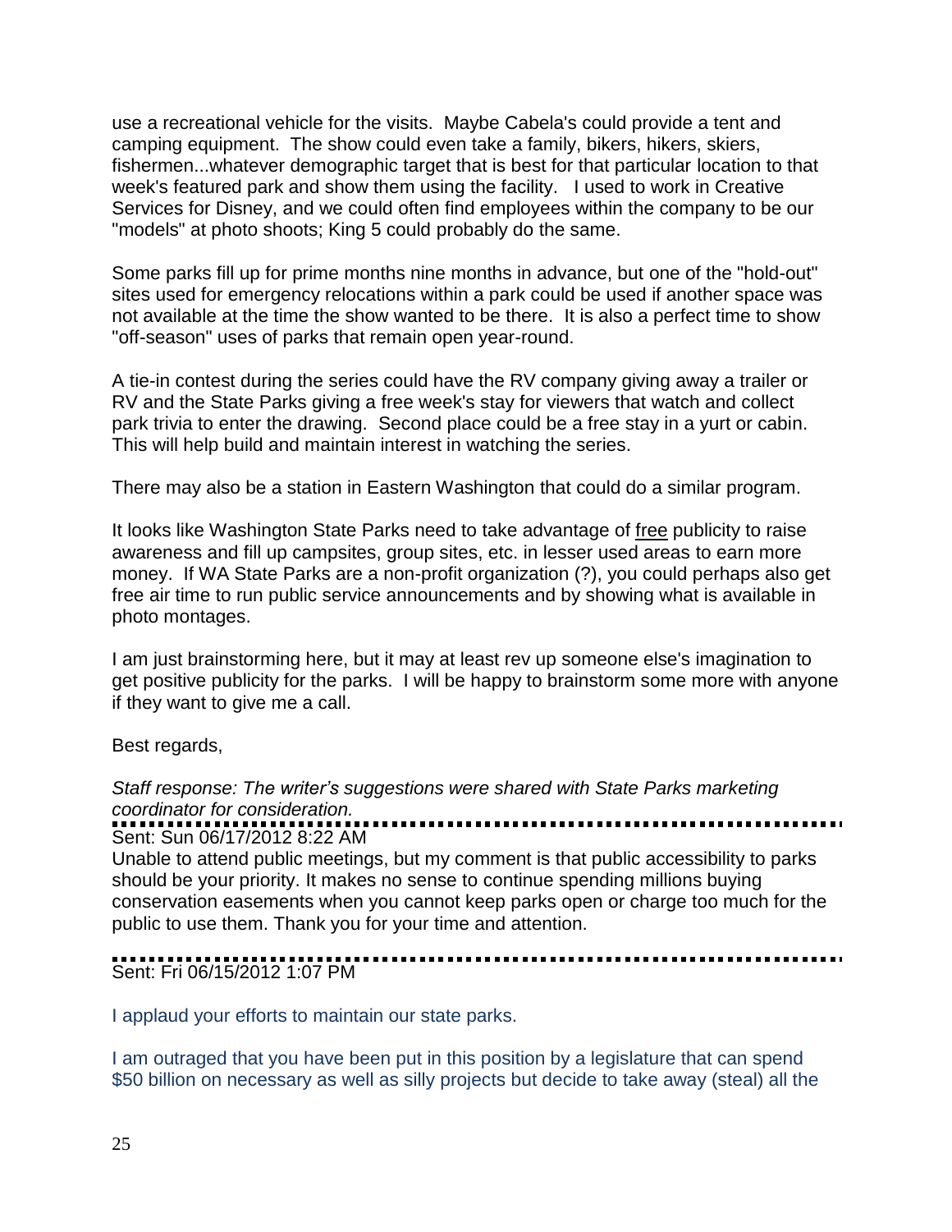use a recreational vehicle for the visits. Maybe Cabela's could provide a tent and camping equipment. The show could even take a family, bikers, hikers, skiers, fishermen...whatever demographic target that is best for that particular location to that week's featured park and show them using the facility. I used to work in Creative Services for Disney, and we could often find employees within the company to be our "models" at photo shoots; King 5 could probably do the same.

Some parks fill up for prime months nine months in advance, but one of the "hold-out" sites used for emergency relocations within a park could be used if another space was not available at the time the show wanted to be there. It is also a perfect time to show "off-season" uses of parks that remain open year-round.

A tie-in contest during the series could have the RV company giving away a trailer or RV and the State Parks giving a free week's stay for viewers that watch and collect park trivia to enter the drawing. Second place could be a free stay in a yurt or cabin. This will help build and maintain interest in watching the series.

There may also be a station in Eastern Washington that could do a similar program.

It looks like Washington State Parks need to take advantage of <u>free</u> publicity to raise awareness and fill up campsites, group sites, etc. in lesser used areas to earn more money. If WA State Parks are a non-profit organization (?), you could perhaps also get free air time to run public service announcements and by showing what is available in photo montages.

I am just brainstorming here, but it may at least rev up someone else's imagination to get positive publicity for the parks. I will be happy to brainstorm some more with anyone if they want to give me a call.

Best regards,

*Staff response: The writer's suggestions were shared with State Parks marketing coordinator for consideration.*

---

Sent: Sun 06/17/2012 8:22 AM

Unable to attend public meetings, but my comment is that public accessibility to parks should be your priority. It makes no sense to continue spending millions buying conservation easements when you cannot keep parks open or charge too much for the public to use them. Thank you for your time and attention.

---

Sent: Fri 06/15/2012 1:07 PM

I applaud your efforts to maintain our state parks.

I am outraged that you have been put in this position by a legislature that can spend \$50 billion on necessary as well as silly projects but decide to take away (steal) all the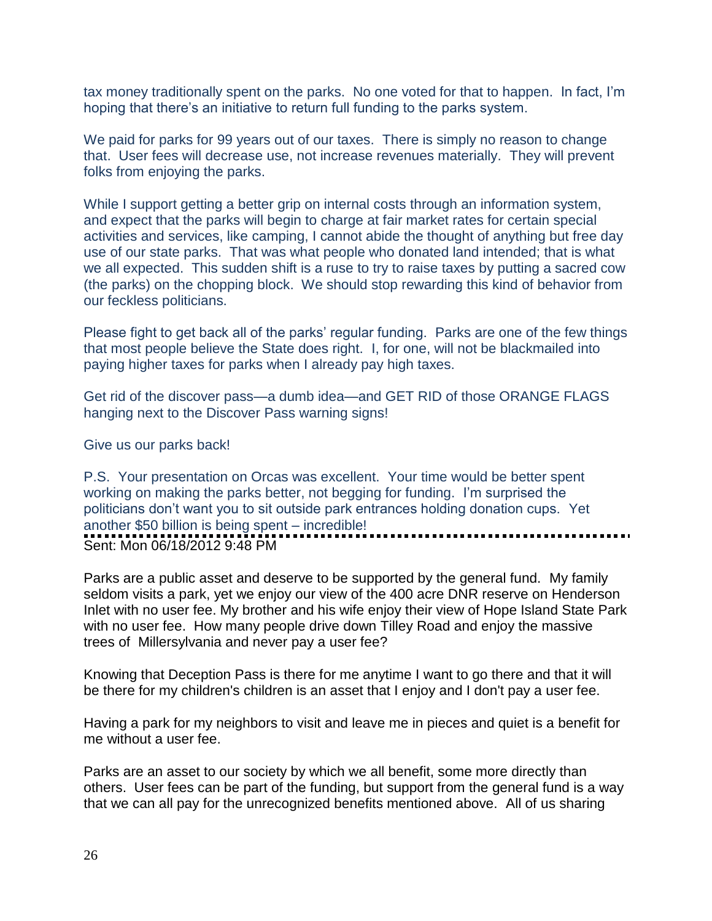tax money traditionally spent on the parks. No one voted for that to happen. In fact, I'm hoping that there's an initiative to return full funding to the parks system.

We paid for parks for 99 years out of our taxes. There is simply no reason to change that. User fees will decrease use, not increase revenues materially. They will prevent folks from enjoying the parks.

While I support getting a better grip on internal costs through an information system, and expect that the parks will begin to charge at fair market rates for certain special activities and services, like camping, I cannot abide the thought of anything but free day use of our state parks. That was what people who donated land intended; that is what we all expected. This sudden shift is a ruse to try to raise taxes by putting a sacred cow (the parks) on the chopping block. We should stop rewarding this kind of behavior from our feckless politicians.

Please fight to get back all of the parks' regular funding. Parks are one of the few things that most people believe the State does right. I, for one, will not be blackmailed into paying higher taxes for parks when I already pay high taxes.

Get rid of the discover pass—a dumb idea—and GET RID of those ORANGE FLAGS hanging next to the Discover Pass warning signs!

Give us our parks back!

P.S. Your presentation on Orcas was excellent. Your time would be better spent working on making the parks better, not begging for funding. I'm surprised the politicians don't want you to sit outside park entrances holding donation cups. Yet another $50 billion is being spent – incredible!

---

Sent: Mon 06/18/2012 9:48 PM

Parks are a public asset and deserve to be supported by the general fund. My family seldom visits a park, yet we enjoy our view of the 400 acre DNR reserve on Henderson Inlet with no user fee. My brother and his wife enjoy their view of Hope Island State Park with no user fee. How many people drive down Tilley Road and enjoy the massive trees of Millersylvania and never pay a user fee?

Knowing that Deception Pass is there for me anytime I want to go there and that it will be there for my children's children is an asset that I enjoy and I don't pay a user fee.

Having a park for my neighbors to visit and leave me in pieces and quiet is a benefit for me without a user fee.

Parks are an asset to our society by which we all benefit, some more directly than others. User fees can be part of the funding, but support from the general fund is a way that we can all pay for the unrecognized benefits mentioned above. All of us sharing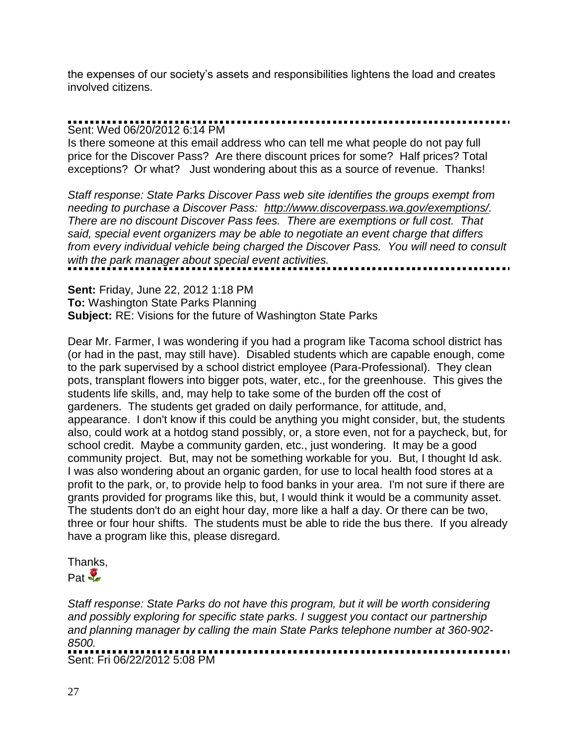the expenses of our society's assets and responsibilities lightens the load and creates involved citizens.

---

Sent: Wed 06/20/2012 6:14 PM

Is there someone at this email address who can tell me what people do not pay full price for the Discover Pass? Are there discount prices for some? Half prices? Total exceptions? Or what? Just wondering about this as a source of revenue. Thanks!

*Staff response: State Parks Discover Pass web site identifies the groups exempt from needing to purchase a Discover Pass: http://www.discoverpass.wa.gov/exemptions/. There are no discount Discover Pass fees. There are exemptions or full cost. That said, special event organizers may be able to negotiate an event charge that differs from every individual vehicle being charged the Discover Pass. You will need to consult with the park manager about special event activities.*

---

**Sent:** Friday, June 22, 2012 1:18 PM
**To:** Washington State Parks Planning
**Subject:** RE: Visions for the future of Washington State Parks

Dear Mr. Farmer, I was wondering if you had a program like Tacoma school district has (or had in the past, may still have). Disabled students which are capable enough, come to the park supervised by a school district employee (Para-Professional). They clean pots, transplant flowers into bigger pots, water, etc., for the greenhouse. This gives the students life skills, and, may help to take some of the burden off the cost of gardeners. The students get graded on daily performance, for attitude, and, appearance. I don't know if this could be anything you might consider, but, the students also, could work at a hotdog stand possibly, or, a store even, not for a paycheck, but, for school credit. Maybe a community garden, etc., just wondering. It may be a good community project. But, may not be something workable for you. But, I thought Id ask. I was also wondering about an organic garden, for use to local health food stores at a profit to the park, or, to provide help to food banks in your area. I'm not sure if there are grants provided for programs like this, but, I would think it would be a community asset. The students don't do an eight hour day, more like a half a day. Or there can be two, three or four hour shifts. The students must be able to ride the bus there. If you already have a program like this, please disregard.

Thanks,
Pat 🌹

*Staff response: State Parks do not have this program, but it will be worth considering and possibly exploring for specific state parks. I suggest you contact our partnership and planning manager by calling the main State Parks telephone number at 360-902-8500.*

---

Sent: Fri 06/22/2012 5:08 PM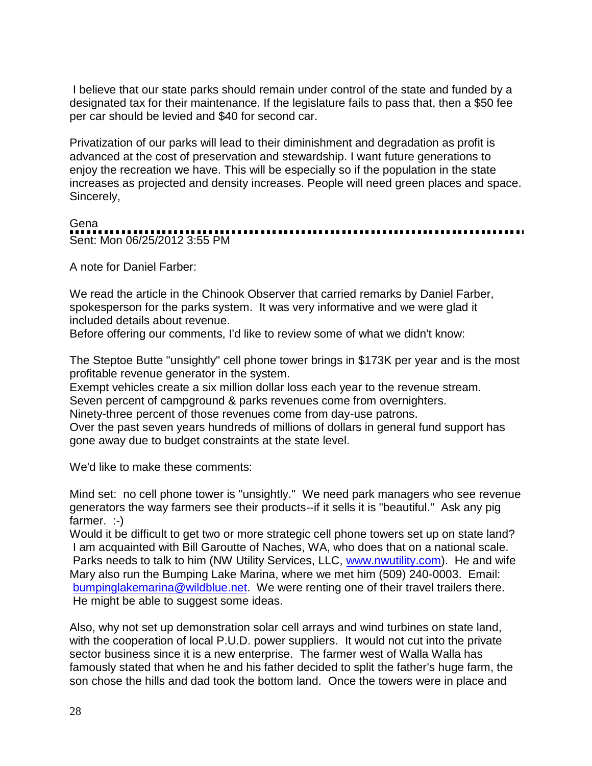I believe that our state parks should remain under control of the state and funded by a designated tax for their maintenance. If the legislature fails to pass that, then a $50 fee per car should be levied and $40 for second car.

Privatization of our parks will lead to their diminishment and degradation as profit is advanced at the cost of preservation and stewardship. I want future generations to enjoy the recreation we have. This will be especially so if the population in the state increases as projected and density increases. People will need green places and space.
Sincerely,

Gena

---

Sent: Mon 06/25/2012 3:55 PM

A note for Daniel Farber:

We read the article in the Chinook Observer that carried remarks by Daniel Farber, spokesperson for the parks system. It was very informative and we were glad it included details about revenue.
Before offering our comments, I'd like to review some of what we didn't know:

The Steptoe Butte "unsightly" cell phone tower brings in $173K per year and is the most profitable revenue generator in the system.
Exempt vehicles create a six million dollar loss each year to the revenue stream.
Seven percent of campground & parks revenues come from overnighters.
Ninety-three percent of those revenues come from day-use patrons.
Over the past seven years hundreds of millions of dollars in general fund support has gone away due to budget constraints at the state level.

We'd like to make these comments:

Mind set: no cell phone tower is "unsightly." We need park managers who see revenue generators the way farmers see their products--if it sells it is "beautiful." Ask any pig farmer. :-)
Would it be difficult to get two or more strategic cell phone towers set up on state land? I am acquainted with Bill Garoutte of Naches, WA, who does that on a national scale. Parks needs to talk to him (NW Utility Services, LLC, www.nwutility.com). He and wife Mary also run the Bumping Lake Marina, where we met him (509) 240-0003. Email: bumpinglakemarina@wildblue.net. We were renting one of their travel trailers there. He might be able to suggest some ideas.

Also, why not set up demonstration solar cell arrays and wind turbines on state land, with the cooperation of local P.U.D. power suppliers. It would not cut into the private sector business since it is a new enterprise. The farmer west of Walla Walla has famously stated that when he and his father decided to split the father's huge farm, the son chose the hills and dad took the bottom land. Once the towers were in place and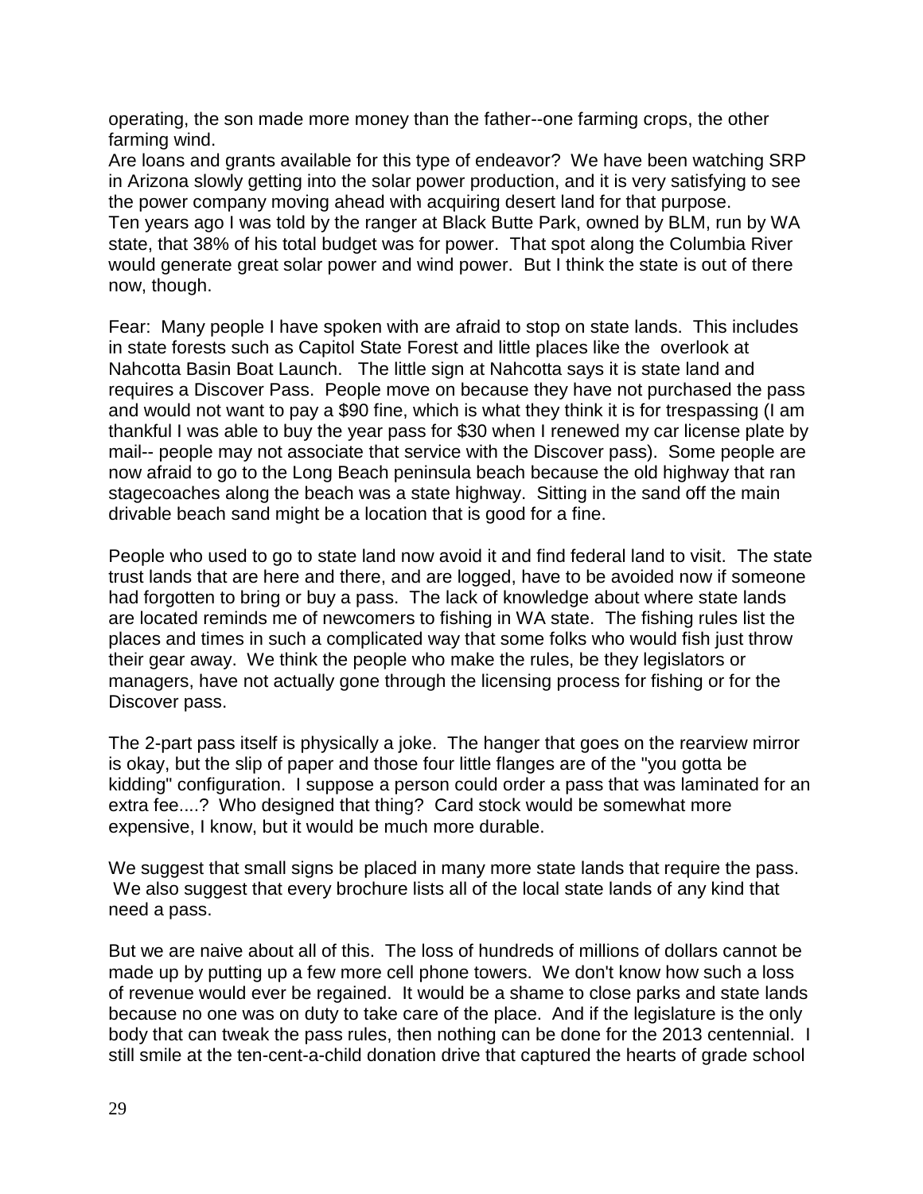operating, the son made more money than the father--one farming crops, the other farming wind.

Are loans and grants available for this type of endeavor? We have been watching SRP in Arizona slowly getting into the solar power production, and it is very satisfying to see the power company moving ahead with acquiring desert land for that purpose.

Ten years ago I was told by the ranger at Black Butte Park, owned by BLM, run by WA state, that 38% of his total budget was for power. That spot along the Columbia River would generate great solar power and wind power. But I think the state is out of there now, though.

Fear: Many people I have spoken with are afraid to stop on state lands. This includes in state forests such as Capitol State Forest and little places like the overlook at Nahcotta Basin Boat Launch. The little sign at Nahcotta says it is state land and requires a Discover Pass. People move on because they have not purchased the pass and would not want to pay a $90 fine, which is what they think it is for trespassing (I am thankful I was able to buy the year pass for $30 when I renewed my car license plate by mail-- people may not associate that service with the Discover pass). Some people are now afraid to go to the Long Beach peninsula beach because the old highway that ran stagecoaches along the beach was a state highway. Sitting in the sand off the main drivable beach sand might be a location that is good for a fine.

People who used to go to state land now avoid it and find federal land to visit. The state trust lands that are here and there, and are logged, have to be avoided now if someone had forgotten to bring or buy a pass. The lack of knowledge about where state lands are located reminds me of newcomers to fishing in WA state. The fishing rules list the places and times in such a complicated way that some folks who would fish just throw their gear away. We think the people who make the rules, be they legislators or managers, have not actually gone through the licensing process for fishing or for the Discover pass.

The 2-part pass itself is physically a joke. The hanger that goes on the rearview mirror is okay, but the slip of paper and those four little flanges are of the "you gotta be kidding" configuration. I suppose a person could order a pass that was laminated for an extra fee....? Who designed that thing? Card stock would be somewhat more expensive, I know, but it would be much more durable.

We suggest that small signs be placed in many more state lands that require the pass. We also suggest that every brochure lists all of the local state lands of any kind that need a pass.

But we are naive about all of this. The loss of hundreds of millions of dollars cannot be made up by putting up a few more cell phone towers. We don't know how such a loss of revenue would ever be regained. It would be a shame to close parks and state lands because no one was on duty to take care of the place. And if the legislature is the only body that can tweak the pass rules, then nothing can be done for the 2013 centennial. I still smile at the ten-cent-a-child donation drive that captured the hearts of grade school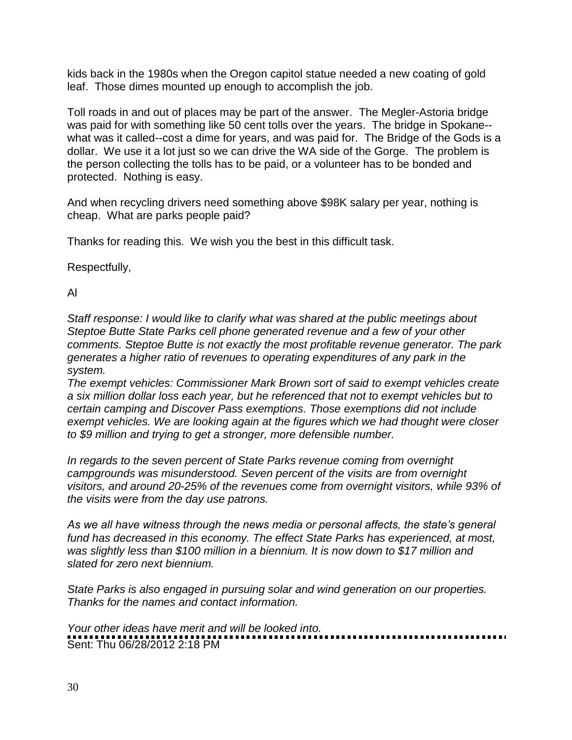kids back in the 1980s when the Oregon capitol statue needed a new coating of gold leaf. Those dimes mounted up enough to accomplish the job.

Toll roads in and out of places may be part of the answer. The Megler-Astoria bridge was paid for with something like 50 cent tolls over the years. The bridge in Spokane--what was it called--cost a dime for years, and was paid for. The Bridge of the Gods is a dollar. We use it a lot just so we can drive the WA side of the Gorge. The problem is the person collecting the tolls has to be paid, or a volunteer has to be bonded and protected. Nothing is easy.

And when recycling drivers need something above $98K salary per year, nothing is cheap. What are parks people paid?

Thanks for reading this. We wish you the best in this difficult task.

Respectfully,

Al

*Staff response: I would like to clarify what was shared at the public meetings about Steptoe Butte State Parks cell phone generated revenue and a few of your other comments. Steptoe Butte is not exactly the most profitable revenue generator. The park generates a higher ratio of revenues to operating expenditures of any park in the system.*
*The exempt vehicles: Commissioner Mark Brown sort of said to exempt vehicles create a six million dollar loss each year, but he referenced that not to exempt vehicles but to certain camping and Discover Pass exemptions. Those exemptions did not include exempt vehicles. We are looking again at the figures which we had thought were closer to $9 million and trying to get a stronger, more defensible number.*

*In regards to the seven percent of State Parks revenue coming from overnight campgrounds was misunderstood. Seven percent of the visits are from overnight visitors, and around 20-25% of the revenues come from overnight visitors, while 93% of the visits were from the day use patrons.*

*As we all have witness through the news media or personal affects, the state's general fund has decreased in this economy. The effect State Parks has experienced, at most, was slightly less than $100 million in a biennium. It is now down to $17 million and slated for zero next biennium.*

*State Parks is also engaged in pursuing solar and wind generation on our properties. Thanks for the names and contact information.*

*Your other ideas have merit and will be looked into.*

---

Sent: Thu 06/28/2012 2:18 PM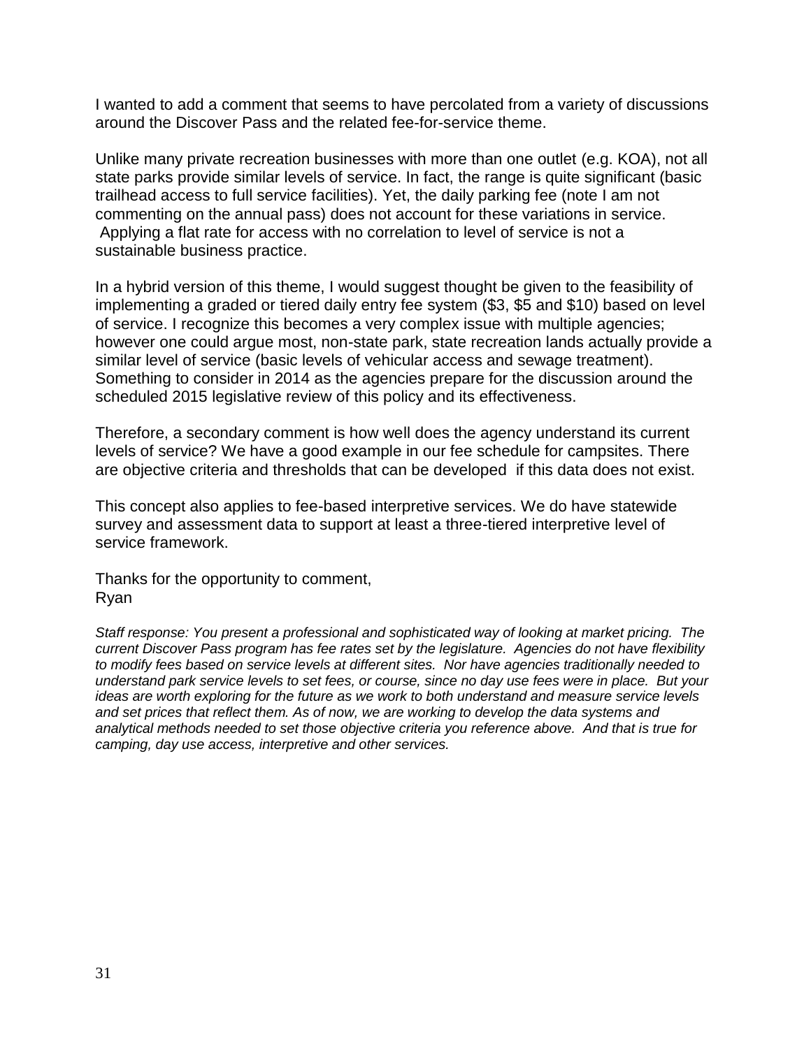I wanted to add a comment that seems to have percolated from a variety of discussions around the Discover Pass and the related fee-for-service theme.

Unlike many private recreation businesses with more than one outlet (e.g. KOA), not all state parks provide similar levels of service. In fact, the range is quite significant (basic trailhead access to full service facilities). Yet, the daily parking fee (note I am not commenting on the annual pass) does not account for these variations in service. Applying a flat rate for access with no correlation to level of service is not a sustainable business practice.

In a hybrid version of this theme, I would suggest thought be given to the feasibility of implementing a graded or tiered daily entry fee system ($3, $5 and $10) based on level of service. I recognize this becomes a very complex issue with multiple agencies; however one could argue most, non-state park, state recreation lands actually provide a similar level of service (basic levels of vehicular access and sewage treatment). Something to consider in 2014 as the agencies prepare for the discussion around the scheduled 2015 legislative review of this policy and its effectiveness.

Therefore, a secondary comment is how well does the agency understand its current levels of service? We have a good example in our fee schedule for campsites. There are objective criteria and thresholds that can be developed if this data does not exist.

This concept also applies to fee-based interpretive services. We do have statewide survey and assessment data to support at least a three-tiered interpretive level of service framework.

Thanks for the opportunity to comment,
Ryan

*Staff response: You present a professional and sophisticated way of looking at market pricing. The current Discover Pass program has fee rates set by the legislature. Agencies do not have flexibility to modify fees based on service levels at different sites. Nor have agencies traditionally needed to understand park service levels to set fees, or course, since no day use fees were in place. But your ideas are worth exploring for the future as we work to both understand and measure service levels and set prices that reflect them. As of now, we are working to develop the data systems and analytical methods needed to set those objective criteria you reference above. And that is true for camping, day use access, interpretive and other services.*